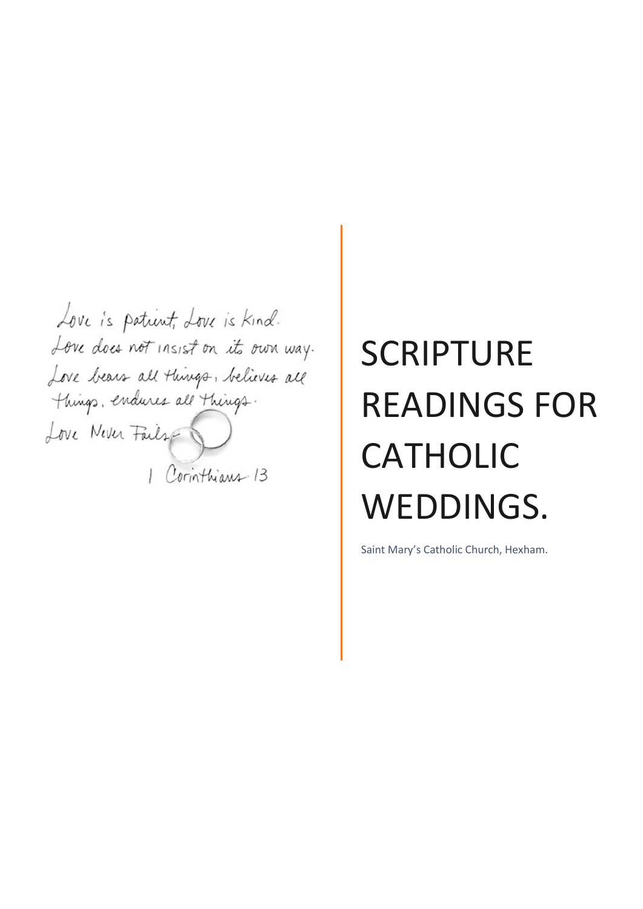Love is patient, Love is kind.
Love does not insist on its own way.
Love bears all things, believes all things, endures all things.
Love Never Fails

1 Corinthians 13

# SCRIPTURE READINGS FOR CATHOLIC WEDDINGS.

Saint Mary's Catholic Church, Hexham.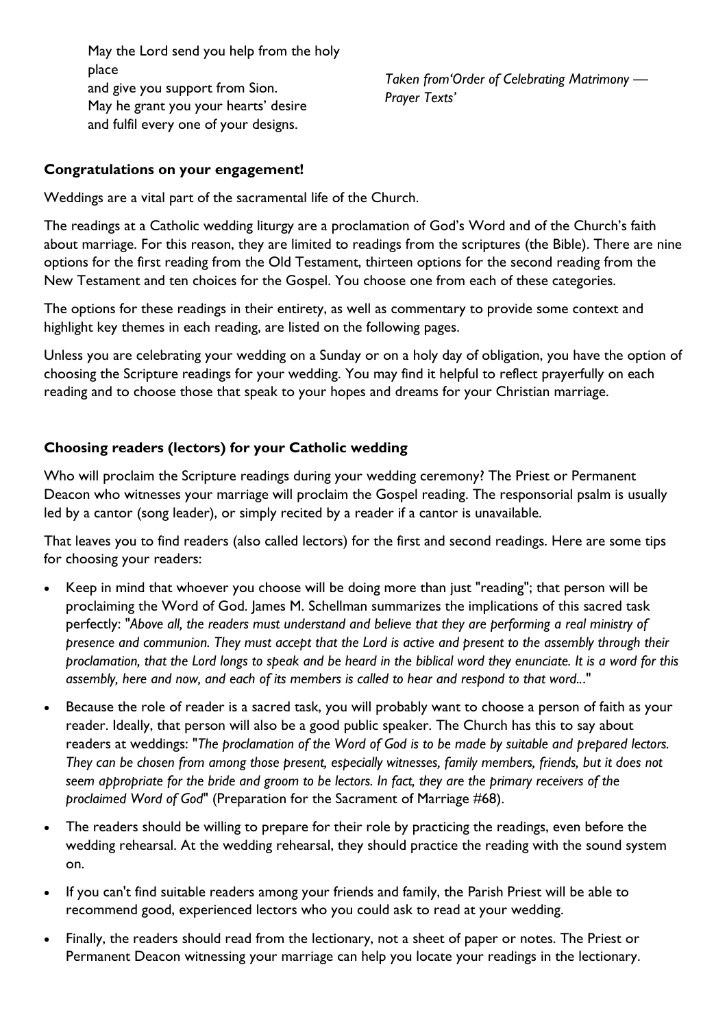May the Lord send you help from the holy place
and give you support from Sion.
May he grant you your hearts' desire
and fulfil every one of your designs.

*Taken from'Order of Celebrating Matrimony — Prayer Texts'*

**Congratulations on your engagement!**

Weddings are a vital part of the sacramental life of the Church.

The readings at a Catholic wedding liturgy are a proclamation of God's Word and of the Church's faith about marriage. For this reason, they are limited to readings from the scriptures (the Bible). There are nine options for the first reading from the Old Testament, thirteen options for the second reading from the New Testament and ten choices for the Gospel. You choose one from each of these categories.

The options for these readings in their entirety, as well as commentary to provide some context and highlight key themes in each reading, are listed on the following pages.

Unless you are celebrating your wedding on a Sunday or on a holy day of obligation, you have the option of choosing the Scripture readings for your wedding. You may find it helpful to reflect prayerfully on each reading and to choose those that speak to your hopes and dreams for your Christian marriage.

**Choosing readers (lectors) for your Catholic wedding**

Who will proclaim the Scripture readings during your wedding ceremony? The Priest or Permanent Deacon who witnesses your marriage will proclaim the Gospel reading. The responsorial psalm is usually led by a cantor (song leader), or simply recited by a reader if a cantor is unavailable.

That leaves you to find readers (also called lectors) for the first and second readings. Here are some tips for choosing your readers:

- Keep in mind that whoever you choose will be doing more than just "reading"; that person will be proclaiming the Word of God. James M. Schellman summarizes the implications of this sacred task perfectly: "*Above all, the readers must understand and believe that they are performing a real ministry of presence and communion. They must accept that the Lord is active and present to the assembly through their proclamation, that the Lord longs to speak and be heard in the biblical word they enunciate. It is a word for this assembly, here and now, and each of its members is called to hear and respond to that word...*"
- Because the role of reader is a sacred task, you will probably want to choose a person of faith as your reader. Ideally, that person will also be a good public speaker. The Church has this to say about readers at weddings: "*The proclamation of the Word of God is to be made by suitable and prepared lectors. They can be chosen from among those present, especially witnesses, family members, friends, but it does not seem appropriate for the bride and groom to be lectors. In fact, they are the primary receivers of the proclaimed Word of God*" (Preparation for the Sacrament of Marriage #68).
- The readers should be willing to prepare for their role by practicing the readings, even before the wedding rehearsal. At the wedding rehearsal, they should practice the reading with the sound system on.
- If you can't find suitable readers among your friends and family, the Parish Priest will be able to recommend good, experienced lectors who you could ask to read at your wedding.
- Finally, the readers should read from the lectionary, not a sheet of paper or notes. The Priest or Permanent Deacon witnessing your marriage can help you locate your readings in the lectionary.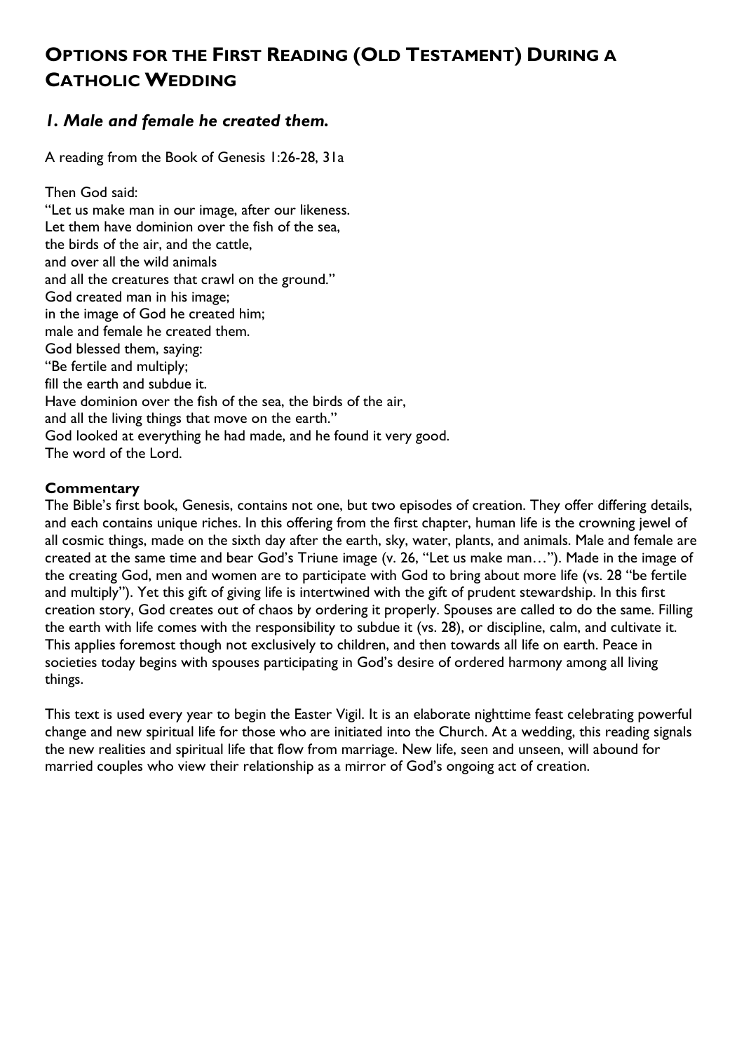# OPTIONS FOR THE FIRST READING (OLD TESTAMENT) DURING A CATHOLIC WEDDING

## *1. Male and female he created them.*

A reading from the Book of Genesis 1:26-28, 31a

Then God said:
"Let us make man in our image, after our likeness.
Let them have dominion over the fish of the sea,
the birds of the air, and the cattle,
and over all the wild animals
and all the creatures that crawl on the ground."
God created man in his image;
in the image of God he created him;
male and female he created them.
God blessed them, saying:
"Be fertile and multiply;
fill the earth and subdue it.
Have dominion over the fish of the sea, the birds of the air,
and all the living things that move on the earth."
God looked at everything he had made, and he found it very good.
The word of the Lord.

**Commentary**

The Bible's first book, Genesis, contains not one, but two episodes of creation. They offer differing details, and each contains unique riches. In this offering from the first chapter, human life is the crowning jewel of all cosmic things, made on the sixth day after the earth, sky, water, plants, and animals. Male and female are created at the same time and bear God's Triune image (v. 26, "Let us make man…"). Made in the image of the creating God, men and women are to participate with God to bring about more life (vs. 28 "be fertile and multiply"). Yet this gift of giving life is intertwined with the gift of prudent stewardship. In this first creation story, God creates out of chaos by ordering it properly. Spouses are called to do the same. Filling the earth with life comes with the responsibility to subdue it (vs. 28), or discipline, calm, and cultivate it. This applies foremost though not exclusively to children, and then towards all life on earth. Peace in societies today begins with spouses participating in God's desire of ordered harmony among all living things.

This text is used every year to begin the Easter Vigil. It is an elaborate nighttime feast celebrating powerful change and new spiritual life for those who are initiated into the Church. At a wedding, this reading signals the new realities and spiritual life that flow from marriage. New life, seen and unseen, will abound for married couples who view their relationship as a mirror of God's ongoing act of creation.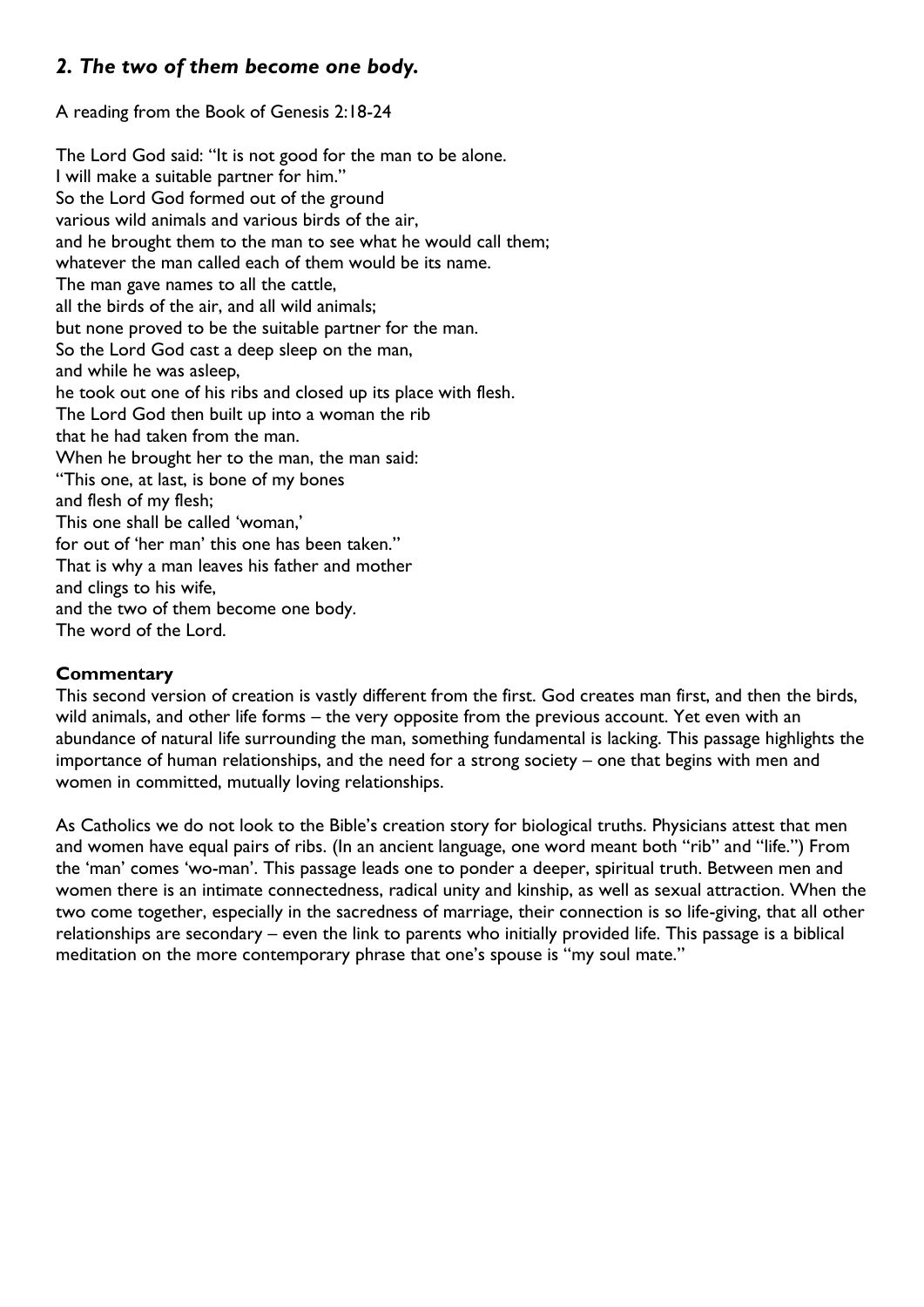## *2. The two of them become one body.*

A reading from the Book of Genesis 2:18-24

The Lord God said: "It is not good for the man to be alone.
I will make a suitable partner for him."
So the Lord God formed out of the ground
various wild animals and various birds of the air,
and he brought them to the man to see what he would call them;
whatever the man called each of them would be its name.
The man gave names to all the cattle,
all the birds of the air, and all wild animals;
but none proved to be the suitable partner for the man.
So the Lord God cast a deep sleep on the man,
and while he was asleep,
he took out one of his ribs and closed up its place with flesh.
The Lord God then built up into a woman the rib
that he had taken from the man.
When he brought her to the man, the man said:
"This one, at last, is bone of my bones
and flesh of my flesh;
This one shall be called 'woman,'
for out of 'her man' this one has been taken."
That is why a man leaves his father and mother
and clings to his wife,
and the two of them become one body.
The word of the Lord.

**Commentary**

This second version of creation is vastly different from the first. God creates man first, and then the birds, wild animals, and other life forms – the very opposite from the previous account. Yet even with an abundance of natural life surrounding the man, something fundamental is lacking. This passage highlights the importance of human relationships, and the need for a strong society – one that begins with men and women in committed, mutually loving relationships.

As Catholics we do not look to the Bible's creation story for biological truths. Physicians attest that men and women have equal pairs of ribs. (In an ancient language, one word meant both "rib" and "life.") From the 'man' comes 'wo-man'. This passage leads one to ponder a deeper, spiritual truth. Between men and women there is an intimate connectedness, radical unity and kinship, as well as sexual attraction. When the two come together, especially in the sacredness of marriage, their connection is so life-giving, that all other relationships are secondary – even the link to parents who initially provided life. This passage is a biblical meditation on the more contemporary phrase that one's spouse is "my soul mate."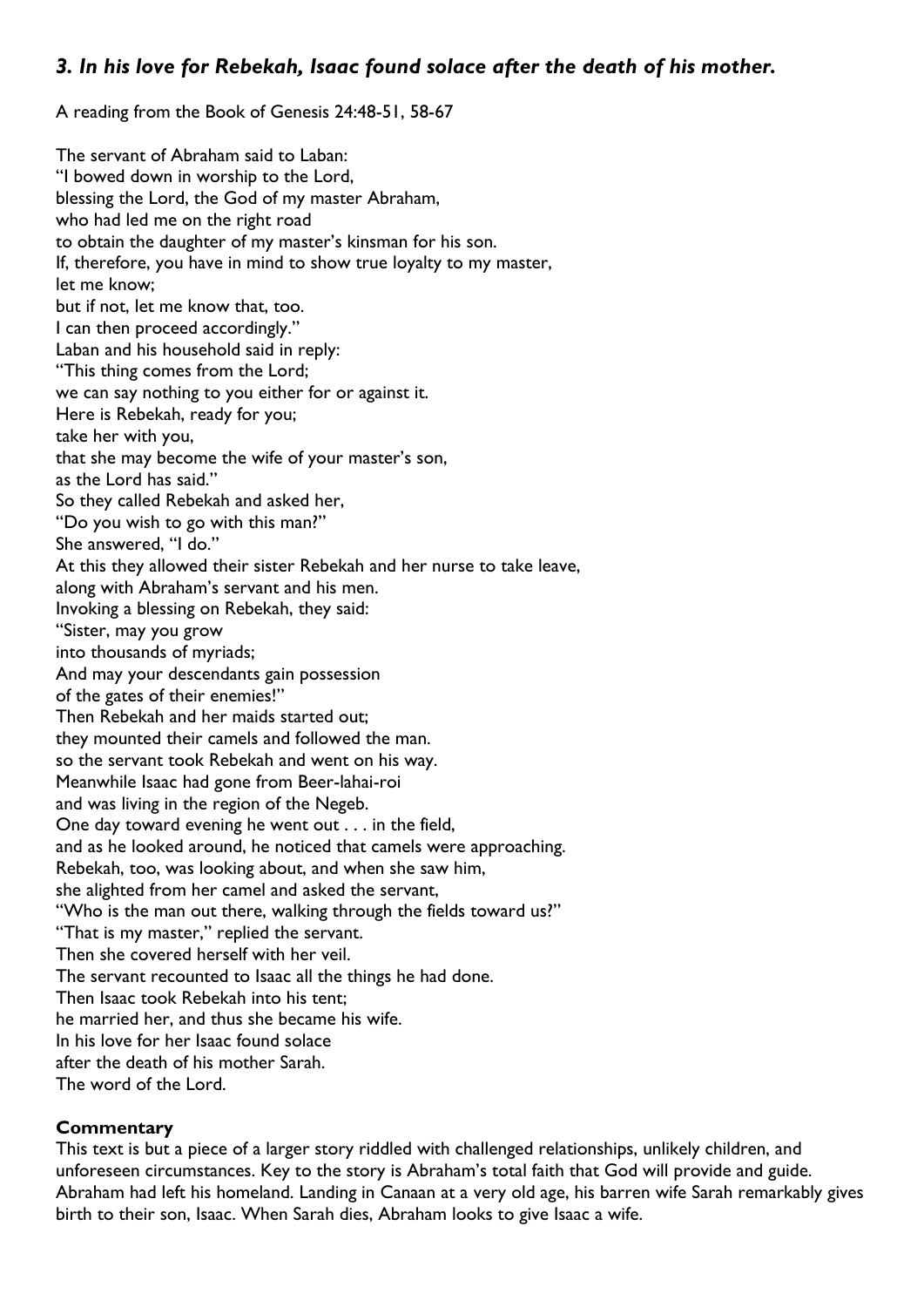### *3. In his love for Rebekah, Isaac found solace after the death of his mother.*

A reading from the Book of Genesis 24:48-51, 58-67

The servant of Abraham said to Laban:
"I bowed down in worship to the Lord,
blessing the Lord, the God of my master Abraham,
who had led me on the right road
to obtain the daughter of my master's kinsman for his son.
If, therefore, you have in mind to show true loyalty to my master,
let me know;
but if not, let me know that, too.
I can then proceed accordingly."
Laban and his household said in reply:
"This thing comes from the Lord;
we can say nothing to you either for or against it.
Here is Rebekah, ready for you;
take her with you,
that she may become the wife of your master's son,
as the Lord has said."
So they called Rebekah and asked her,
"Do you wish to go with this man?"
She answered, "I do."
At this they allowed their sister Rebekah and her nurse to take leave,
along with Abraham's servant and his men.
Invoking a blessing on Rebekah, they said:
"Sister, may you grow
into thousands of myriads;
And may your descendants gain possession
of the gates of their enemies!"
Then Rebekah and her maids started out;
they mounted their camels and followed the man.
so the servant took Rebekah and went on his way.
Meanwhile Isaac had gone from Beer-lahai-roi
and was living in the region of the Negeb.
One day toward evening he went out . . . in the field,
and as he looked around, he noticed that camels were approaching.
Rebekah, too, was looking about, and when she saw him,
she alighted from her camel and asked the servant,
"Who is the man out there, walking through the fields toward us?"
"That is my master," replied the servant.
Then she covered herself with her veil.
The servant recounted to Isaac all the things he had done.
Then Isaac took Rebekah into his tent;
he married her, and thus she became his wife.
In his love for her Isaac found solace
after the death of his mother Sarah.
The word of the Lord.

**Commentary**

This text is but a piece of a larger story riddled with challenged relationships, unlikely children, and unforeseen circumstances. Key to the story is Abraham's total faith that God will provide and guide. Abraham had left his homeland. Landing in Canaan at a very old age, his barren wife Sarah remarkably gives birth to their son, Isaac. When Sarah dies, Abraham looks to give Isaac a wife.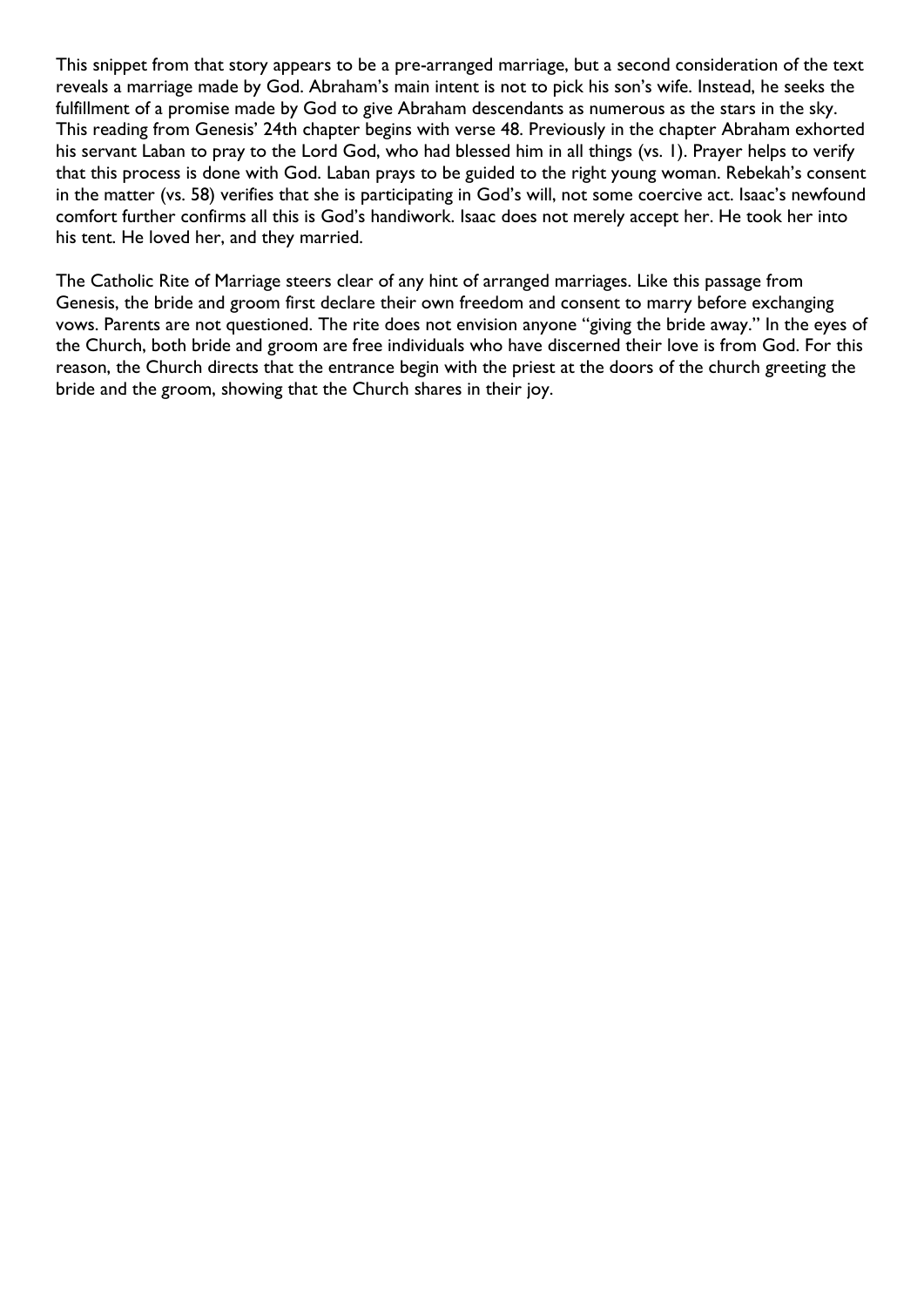This snippet from that story appears to be a pre-arranged marriage, but a second consideration of the text reveals a marriage made by God. Abraham's main intent is not to pick his son's wife. Instead, he seeks the fulfillment of a promise made by God to give Abraham descendants as numerous as the stars in the sky. This reading from Genesis' 24th chapter begins with verse 48. Previously in the chapter Abraham exhorted his servant Laban to pray to the Lord God, who had blessed him in all things (vs. 1). Prayer helps to verify that this process is done with God. Laban prays to be guided to the right young woman. Rebekah's consent in the matter (vs. 58) verifies that she is participating in God's will, not some coercive act. Isaac's newfound comfort further confirms all this is God's handiwork. Isaac does not merely accept her. He took her into his tent. He loved her, and they married.

The Catholic Rite of Marriage steers clear of any hint of arranged marriages. Like this passage from Genesis, the bride and groom first declare their own freedom and consent to marry before exchanging vows. Parents are not questioned. The rite does not envision anyone "giving the bride away." In the eyes of the Church, both bride and groom are free individuals who have discerned their love is from God. For this reason, the Church directs that the entrance begin with the priest at the doors of the church greeting the bride and the groom, showing that the Church shares in their joy.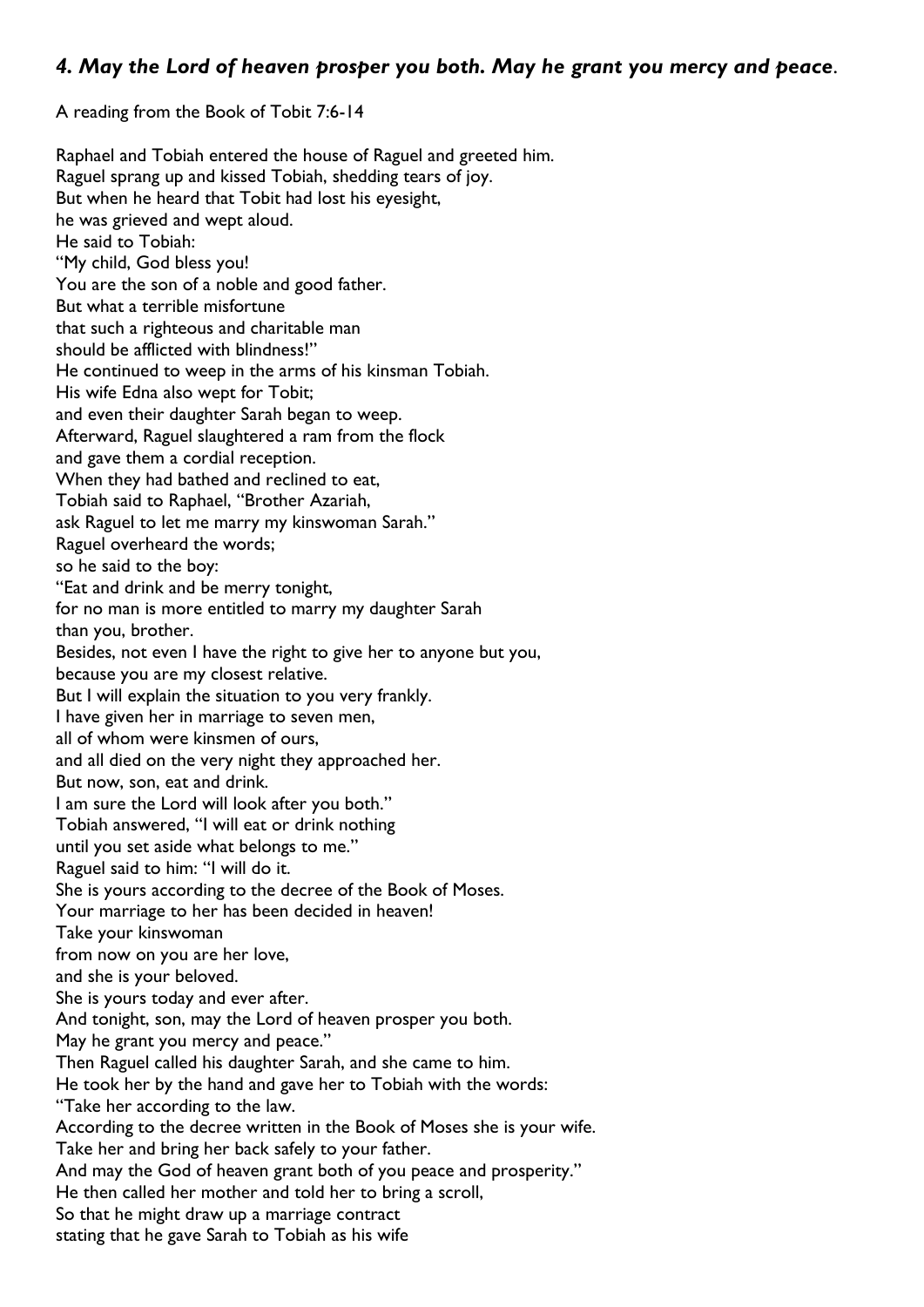### *4. May the Lord of heaven prosper you both. May he grant you mercy and peace*.

A reading from the Book of Tobit 7:6-14

Raphael and Tobiah entered the house of Raguel and greeted him.
Raguel sprang up and kissed Tobiah, shedding tears of joy.
But when he heard that Tobit had lost his eyesight,
he was grieved and wept aloud.
He said to Tobiah:
"My child, God bless you!
You are the son of a noble and good father.
But what a terrible misfortune
that such a righteous and charitable man
should be afflicted with blindness!"
He continued to weep in the arms of his kinsman Tobiah.
His wife Edna also wept for Tobit;
and even their daughter Sarah began to weep.
Afterward, Raguel slaughtered a ram from the flock
and gave them a cordial reception.
When they had bathed and reclined to eat,
Tobiah said to Raphael, "Brother Azariah,
ask Raguel to let me marry my kinswoman Sarah."
Raguel overheard the words;
so he said to the boy:
"Eat and drink and be merry tonight,
for no man is more entitled to marry my daughter Sarah
than you, brother.
Besides, not even I have the right to give her to anyone but you,
because you are my closest relative.
But I will explain the situation to you very frankly.
I have given her in marriage to seven men,
all of whom were kinsmen of ours,
and all died on the very night they approached her.
But now, son, eat and drink.
I am sure the Lord will look after you both."
Tobiah answered, "I will eat or drink nothing
until you set aside what belongs to me."
Raguel said to him: "I will do it.
She is yours according to the decree of the Book of Moses.
Your marriage to her has been decided in heaven!
Take your kinswoman
from now on you are her love,
and she is your beloved.
She is yours today and ever after.
And tonight, son, may the Lord of heaven prosper you both.
May he grant you mercy and peace."
Then Raguel called his daughter Sarah, and she came to him.
He took her by the hand and gave her to Tobiah with the words:
"Take her according to the law.
According to the decree written in the Book of Moses she is your wife.
Take her and bring her back safely to your father.
And may the God of heaven grant both of you peace and prosperity."
He then called her mother and told her to bring a scroll,
So that he might draw up a marriage contract
stating that he gave Sarah to Tobiah as his wife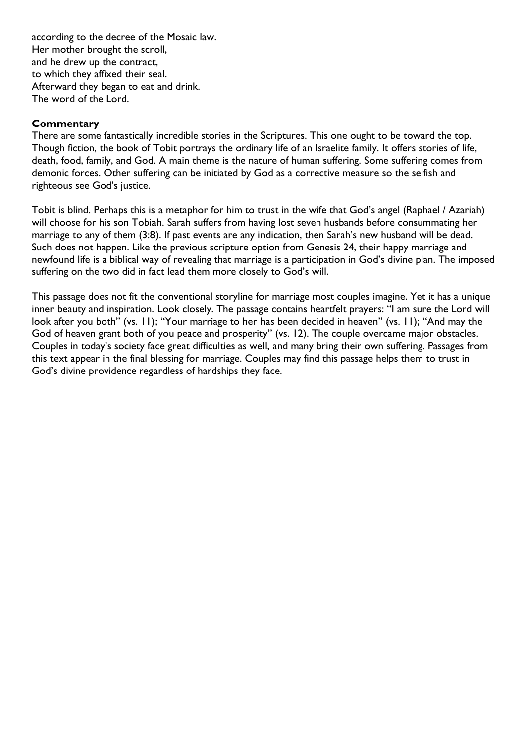according to the decree of the Mosaic law.  
Her mother brought the scroll,  
and he drew up the contract,  
to which they affixed their seal.  
Afterward they began to eat and drink.  
The word of the Lord.

**Commentary**

There are some fantastically incredible stories in the Scriptures. This one ought to be toward the top. Though fiction, the book of Tobit portrays the ordinary life of an Israelite family. It offers stories of life, death, food, family, and God. A main theme is the nature of human suffering. Some suffering comes from demonic forces. Other suffering can be initiated by God as a corrective measure so the selfish and righteous see God's justice.

Tobit is blind. Perhaps this is a metaphor for him to trust in the wife that God's angel (Raphael / Azariah) will choose for his son Tobiah. Sarah suffers from having lost seven husbands before consummating her marriage to any of them (3:8). If past events are any indication, then Sarah's new husband will be dead. Such does not happen. Like the previous scripture option from Genesis 24, their happy marriage and newfound life is a biblical way of revealing that marriage is a participation in God's divine plan. The imposed suffering on the two did in fact lead them more closely to God's will.

This passage does not fit the conventional storyline for marriage most couples imagine. Yet it has a unique inner beauty and inspiration. Look closely. The passage contains heartfelt prayers: "I am sure the Lord will look after you both" (vs. 11); "Your marriage to her has been decided in heaven" (vs. 11); "And may the God of heaven grant both of you peace and prosperity" (vs. 12). The couple overcame major obstacles. Couples in today's society face great difficulties as well, and many bring their own suffering. Passages from this text appear in the final blessing for marriage. Couples may find this passage helps them to trust in God's divine providence regardless of hardships they face.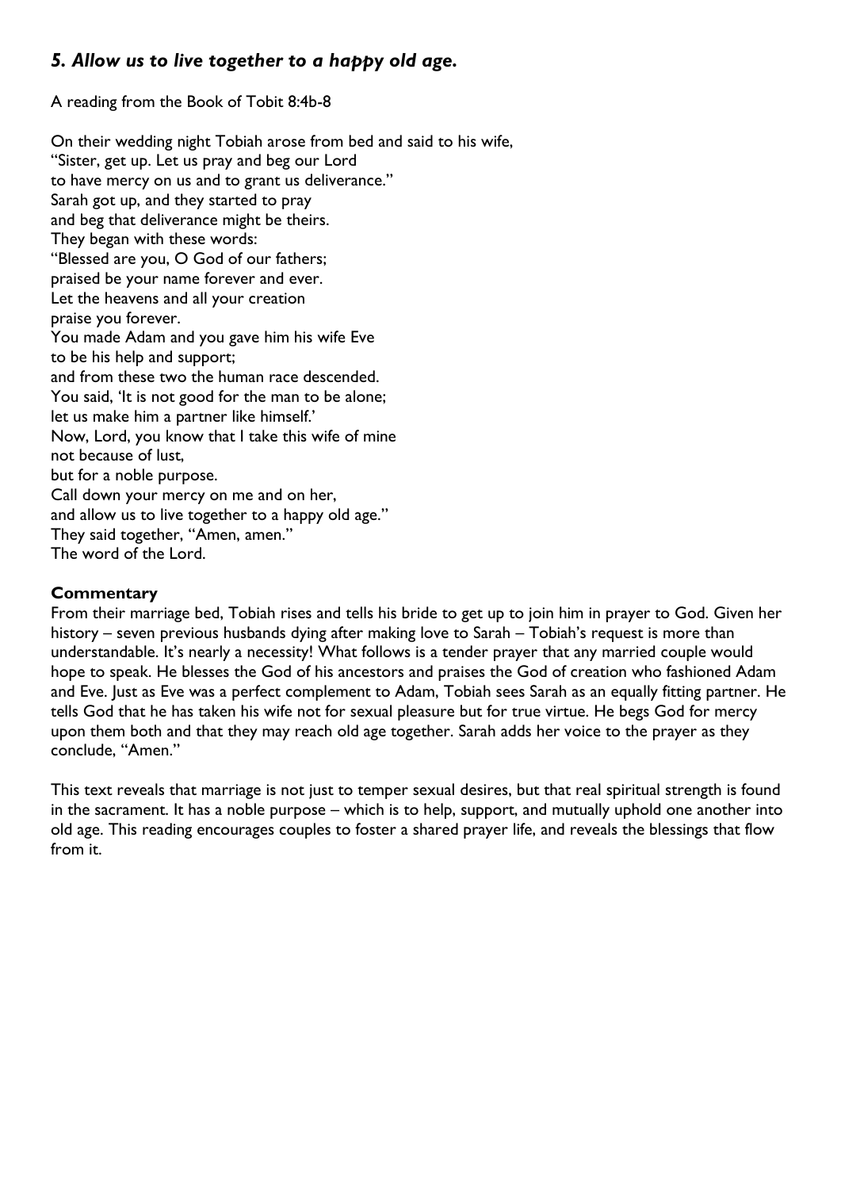## *5. Allow us to live together to a happy old age.*

A reading from the Book of Tobit 8:4b-8

On their wedding night Tobiah arose from bed and said to his wife,  
"Sister, get up. Let us pray and beg our Lord  
to have mercy on us and to grant us deliverance."  
Sarah got up, and they started to pray  
and beg that deliverance might be theirs.  
They began with these words:  
"Blessed are you, O God of our fathers;  
praised be your name forever and ever.  
Let the heavens and all your creation  
praise you forever.  
You made Adam and you gave him his wife Eve  
to be his help and support;  
and from these two the human race descended.  
You said, 'It is not good for the man to be alone;  
let us make him a partner like himself.'  
Now, Lord, you know that I take this wife of mine  
not because of lust,  
but for a noble purpose.  
Call down your mercy on me and on her,  
and allow us to live together to a happy old age."  
They said together, "Amen, amen."  
The word of the Lord.

**Commentary**

From their marriage bed, Tobiah rises and tells his bride to get up to join him in prayer to God. Given her history – seven previous husbands dying after making love to Sarah – Tobiah's request is more than understandable. It's nearly a necessity! What follows is a tender prayer that any married couple would hope to speak. He blesses the God of his ancestors and praises the God of creation who fashioned Adam and Eve. Just as Eve was a perfect complement to Adam, Tobiah sees Sarah as an equally fitting partner. He tells God that he has taken his wife not for sexual pleasure but for true virtue. He begs God for mercy upon them both and that they may reach old age together. Sarah adds her voice to the prayer as they conclude, "Amen."

This text reveals that marriage is not just to temper sexual desires, but that real spiritual strength is found in the sacrament. It has a noble purpose – which is to help, support, and mutually uphold one another into old age. This reading encourages couples to foster a shared prayer life, and reveals the blessings that flow from it.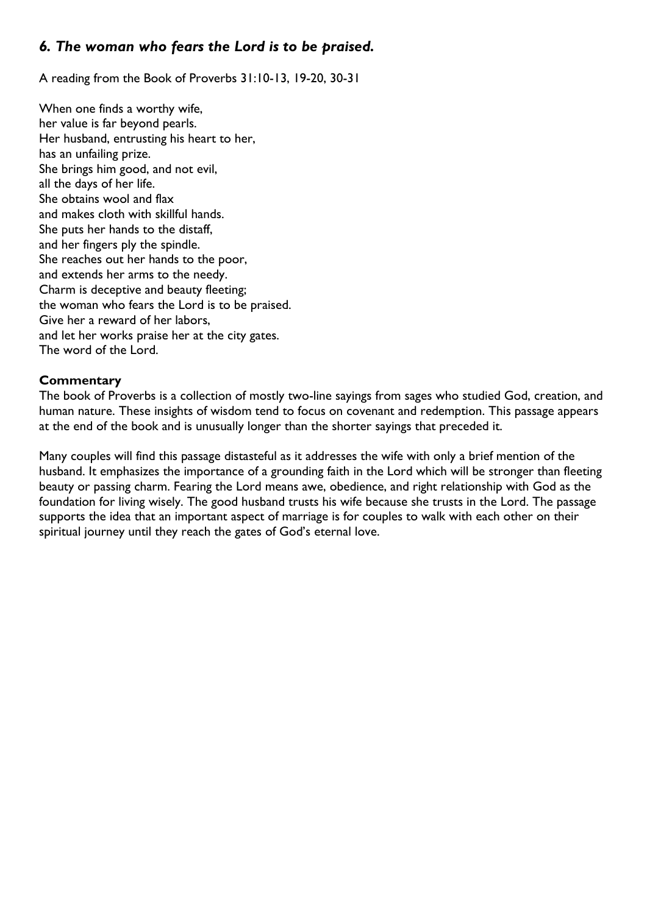## *6. The woman who fears the Lord is to be praised.*

A reading from the Book of Proverbs 31:10-13, 19-20, 30-31

When one finds a worthy wife,  
her value is far beyond pearls.  
Her husband, entrusting his heart to her,  
has an unfailing prize.  
She brings him good, and not evil,  
all the days of her life.  
She obtains wool and flax  
and makes cloth with skillful hands.  
She puts her hands to the distaff,  
and her fingers ply the spindle.  
She reaches out her hands to the poor,  
and extends her arms to the needy.  
Charm is deceptive and beauty fleeting;  
the woman who fears the Lord is to be praised.  
Give her a reward of her labors,  
and let her works praise her at the city gates.  
The word of the Lord.

**Commentary**

The book of Proverbs is a collection of mostly two-line sayings from sages who studied God, creation, and human nature. These insights of wisdom tend to focus on covenant and redemption. This passage appears at the end of the book and is unusually longer than the shorter sayings that preceded it.

Many couples will find this passage distasteful as it addresses the wife with only a brief mention of the husband. It emphasizes the importance of a grounding faith in the Lord which will be stronger than fleeting beauty or passing charm. Fearing the Lord means awe, obedience, and right relationship with God as the foundation for living wisely. The good husband trusts his wife because she trusts in the Lord. The passage supports the idea that an important aspect of marriage is for couples to walk with each other on their spiritual journey until they reach the gates of God's eternal love.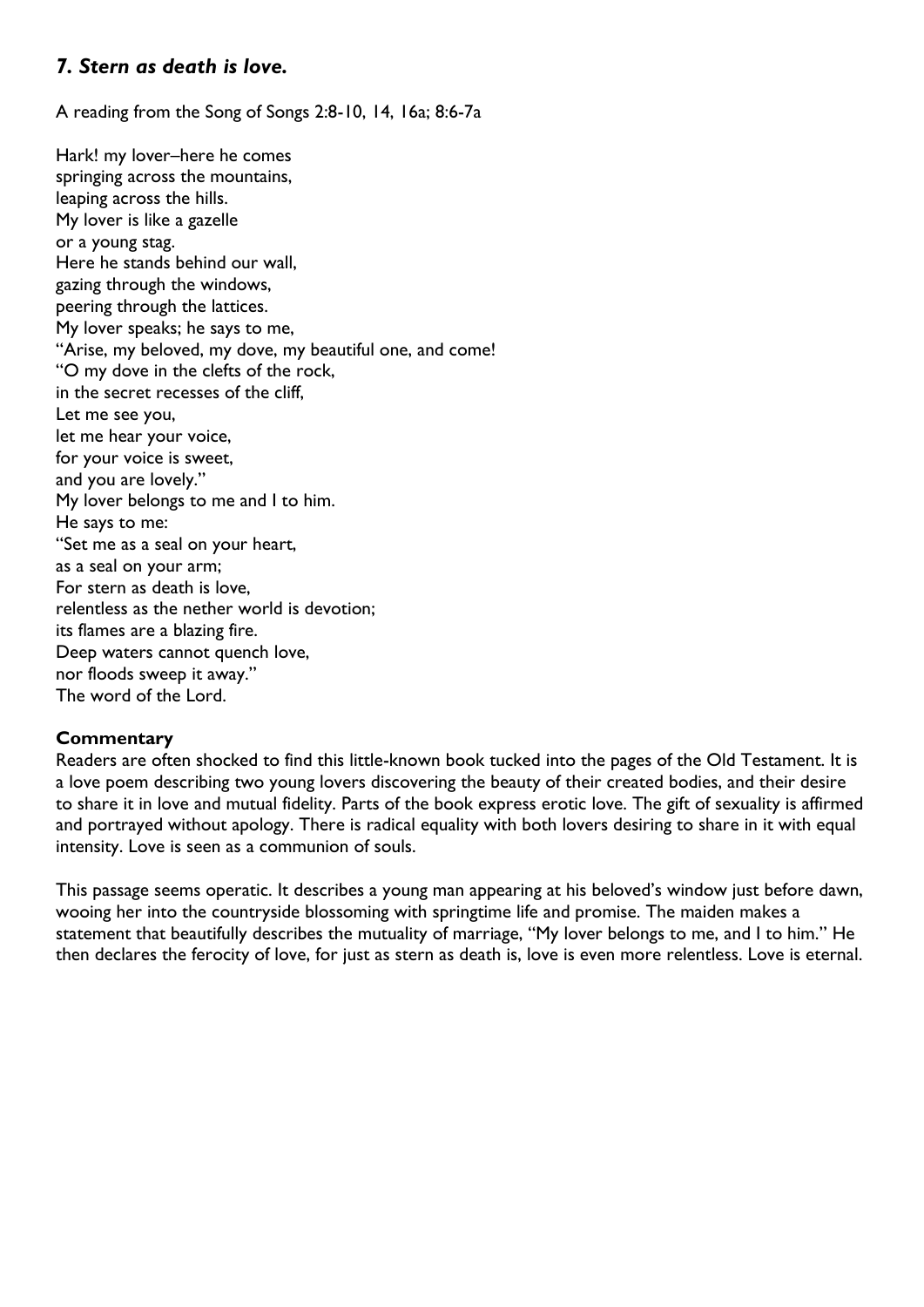## *7. Stern as death is love.*

A reading from the Song of Songs 2:8-10, 14, 16a; 8:6-7a

Hark! my lover–here he comes
springing across the mountains,
leaping across the hills.
My lover is like a gazelle
or a young stag.
Here he stands behind our wall,
gazing through the windows,
peering through the lattices.
My lover speaks; he says to me,
"Arise, my beloved, my dove, my beautiful one, and come!
"O my dove in the clefts of the rock,
in the secret recesses of the cliff,
Let me see you,
let me hear your voice,
for your voice is sweet,
and you are lovely."
My lover belongs to me and I to him.
He says to me:
"Set me as a seal on your heart,
as a seal on your arm;
For stern as death is love,
relentless as the nether world is devotion;
its flames are a blazing fire.
Deep waters cannot quench love,
nor floods sweep it away."
The word of the Lord.

**Commentary**

Readers are often shocked to find this little-known book tucked into the pages of the Old Testament. It is a love poem describing two young lovers discovering the beauty of their created bodies, and their desire to share it in love and mutual fidelity. Parts of the book express erotic love. The gift of sexuality is affirmed and portrayed without apology. There is radical equality with both lovers desiring to share in it with equal intensity. Love is seen as a communion of souls.

This passage seems operatic. It describes a young man appearing at his beloved's window just before dawn, wooing her into the countryside blossoming with springtime life and promise. The maiden makes a statement that beautifully describes the mutuality of marriage, "My lover belongs to me, and I to him." He then declares the ferocity of love, for just as stern as death is, love is even more relentless. Love is eternal.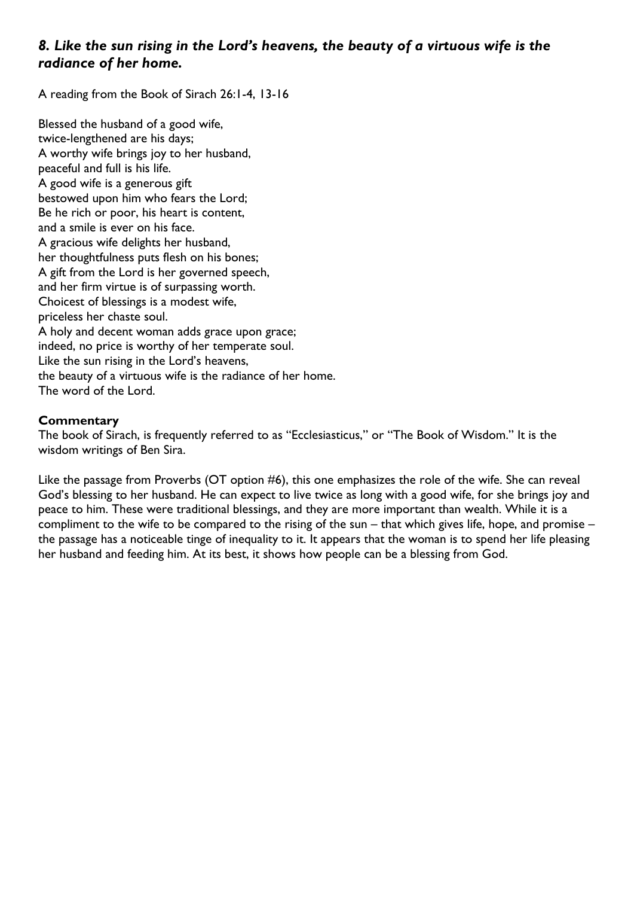### *8. Like the sun rising in the Lord's heavens, the beauty of a virtuous wife is the radiance of her home.*

A reading from the Book of Sirach 26:1-4, 13-16

Blessed the husband of a good wife,
twice-lengthened are his days;
A worthy wife brings joy to her husband,
peaceful and full is his life.
A good wife is a generous gift
bestowed upon him who fears the Lord;
Be he rich or poor, his heart is content,
and a smile is ever on his face.
A gracious wife delights her husband,
her thoughtfulness puts flesh on his bones;
A gift from the Lord is her governed speech,
and her firm virtue is of surpassing worth.
Choicest of blessings is a modest wife,
priceless her chaste soul.
A holy and decent woman adds grace upon grace;
indeed, no price is worthy of her temperate soul.
Like the sun rising in the Lord's heavens,
the beauty of a virtuous wife is the radiance of her home.
The word of the Lord.

**Commentary**
The book of Sirach, is frequently referred to as "Ecclesiasticus," or "The Book of Wisdom." It is the wisdom writings of Ben Sira.

Like the passage from Proverbs (OT option #6), this one emphasizes the role of the wife. She can reveal God's blessing to her husband. He can expect to live twice as long with a good wife, for she brings joy and peace to him. These were traditional blessings, and they are more important than wealth. While it is a compliment to the wife to be compared to the rising of the sun – that which gives life, hope, and promise – the passage has a noticeable tinge of inequality to it. It appears that the woman is to spend her life pleasing her husband and feeding him. At its best, it shows how people can be a blessing from God.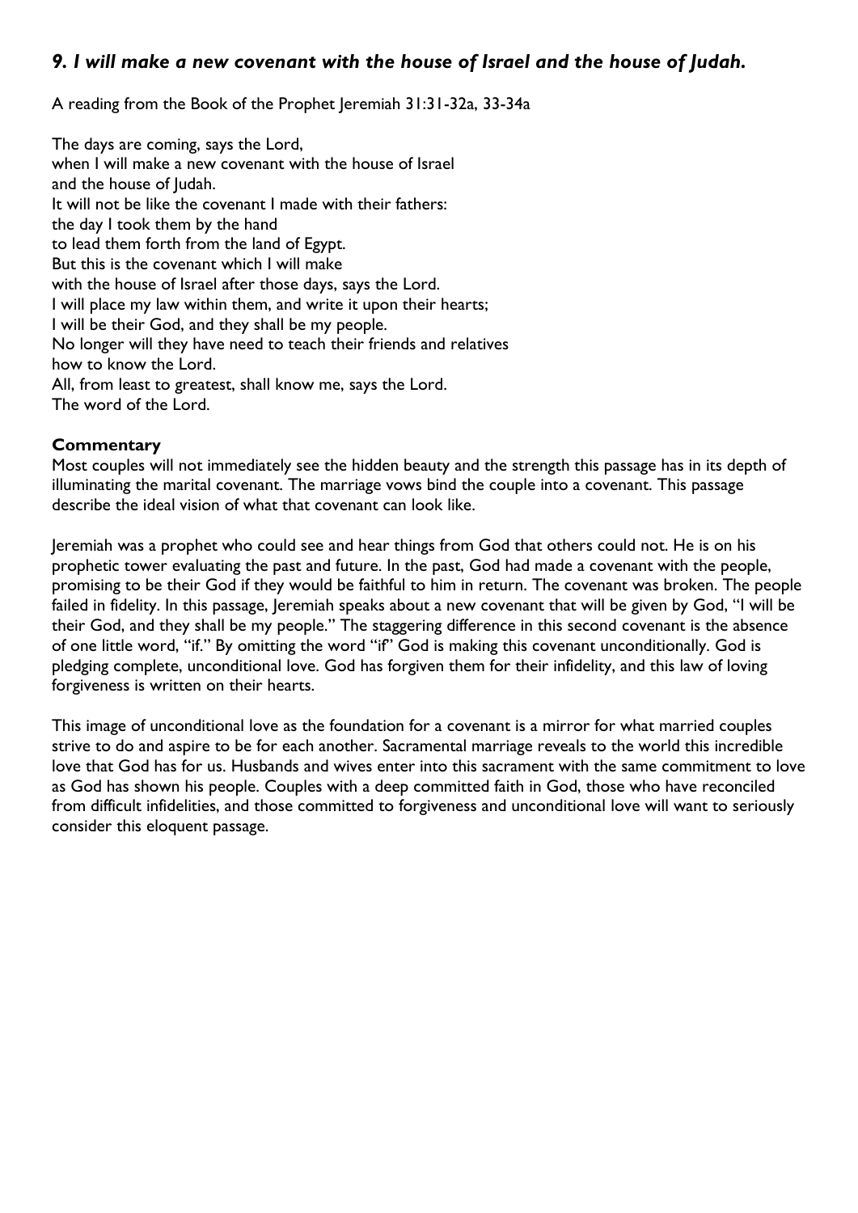## *9. I will make a new covenant with the house of Israel and the house of Judah.*

A reading from the Book of the Prophet Jeremiah 31:31-32a, 33-34a

The days are coming, says the Lord,
when I will make a new covenant with the house of Israel
and the house of Judah.
It will not be like the covenant I made with their fathers:
the day I took them by the hand
to lead them forth from the land of Egypt.
But this is the covenant which I will make
with the house of Israel after those days, says the Lord.
I will place my law within them, and write it upon their hearts;
I will be their God, and they shall be my people.
No longer will they have need to teach their friends and relatives
how to know the Lord.
All, from least to greatest, shall know me, says the Lord.
The word of the Lord.

**Commentary**

Most couples will not immediately see the hidden beauty and the strength this passage has in its depth of illuminating the marital covenant. The marriage vows bind the couple into a covenant. This passage describe the ideal vision of what that covenant can look like.

Jeremiah was a prophet who could see and hear things from God that others could not. He is on his prophetic tower evaluating the past and future. In the past, God had made a covenant with the people, promising to be their God if they would be faithful to him in return. The covenant was broken. The people failed in fidelity. In this passage, Jeremiah speaks about a new covenant that will be given by God, "I will be their God, and they shall be my people." The staggering difference in this second covenant is the absence of one little word, "if." By omitting the word "if" God is making this covenant unconditionally. God is pledging complete, unconditional love. God has forgiven them for their infidelity, and this law of loving forgiveness is written on their hearts.

This image of unconditional love as the foundation for a covenant is a mirror for what married couples strive to do and aspire to be for each another. Sacramental marriage reveals to the world this incredible love that God has for us. Husbands and wives enter into this sacrament with the same commitment to love as God has shown his people. Couples with a deep committed faith in God, those who have reconciled from difficult infidelities, and those committed to forgiveness and unconditional love will want to seriously consider this eloquent passage.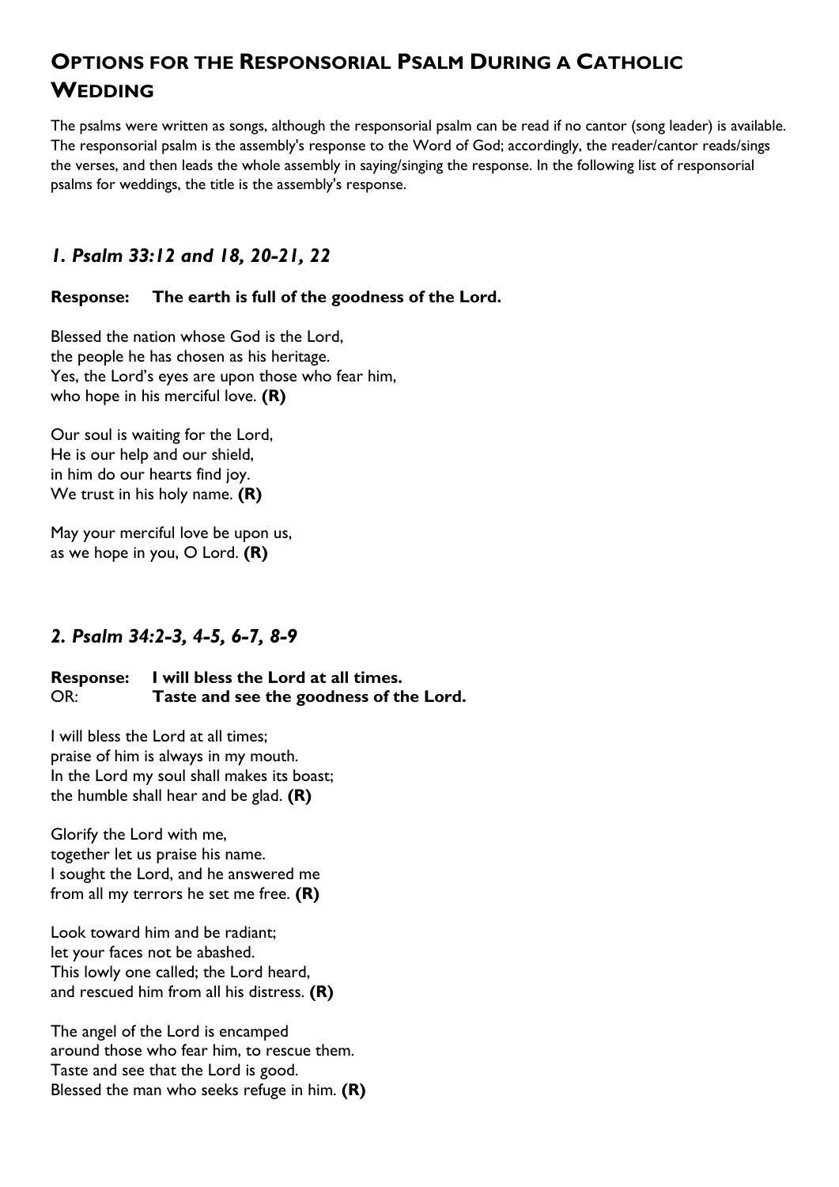# Options for the Responsorial Psalm During a Catholic Wedding

The psalms were written as songs, although the responsorial psalm can be read if no cantor (song leader) is available. The responsorial psalm is the assembly's response to the Word of God; accordingly, the reader/cantor reads/sings the verses, and then leads the whole assembly in saying/singing the response. In the following list of responsorial psalms for weddings, the title is the assembly's response.

## *1. Psalm 33:12 and 18, 20-21, 22*

**Response: The earth is full of the goodness of the Lord.**

Blessed the nation whose God is the Lord,
the people he has chosen as his heritage.
Yes, the Lord's eyes are upon those who fear him,
who hope in his merciful love. **(R)**

Our soul is waiting for the Lord,
He is our help and our shield,
in him do our hearts find joy.
We trust in his holy name. **(R)**

May your merciful love be upon us,
as we hope in you, O Lord. **(R)**

## *2. Psalm 34:2-3, 4-5, 6-7, 8-9*

**Response: I will bless the Lord at all times.**
OR: **Taste and see the goodness of the Lord.**

I will bless the Lord at all times;
praise of him is always in my mouth.
In the Lord my soul shall makes its boast;
the humble shall hear and be glad. **(R)**

Glorify the Lord with me,
together let us praise his name.
I sought the Lord, and he answered me
from all my terrors he set me free. **(R)**

Look toward him and be radiant;
let your faces not be abashed.
This lowly one called; the Lord heard,
and rescued him from all his distress. **(R)**

The angel of the Lord is encamped
around those who fear him, to rescue them.
Taste and see that the Lord is good.
Blessed the man who seeks refuge in him. **(R)**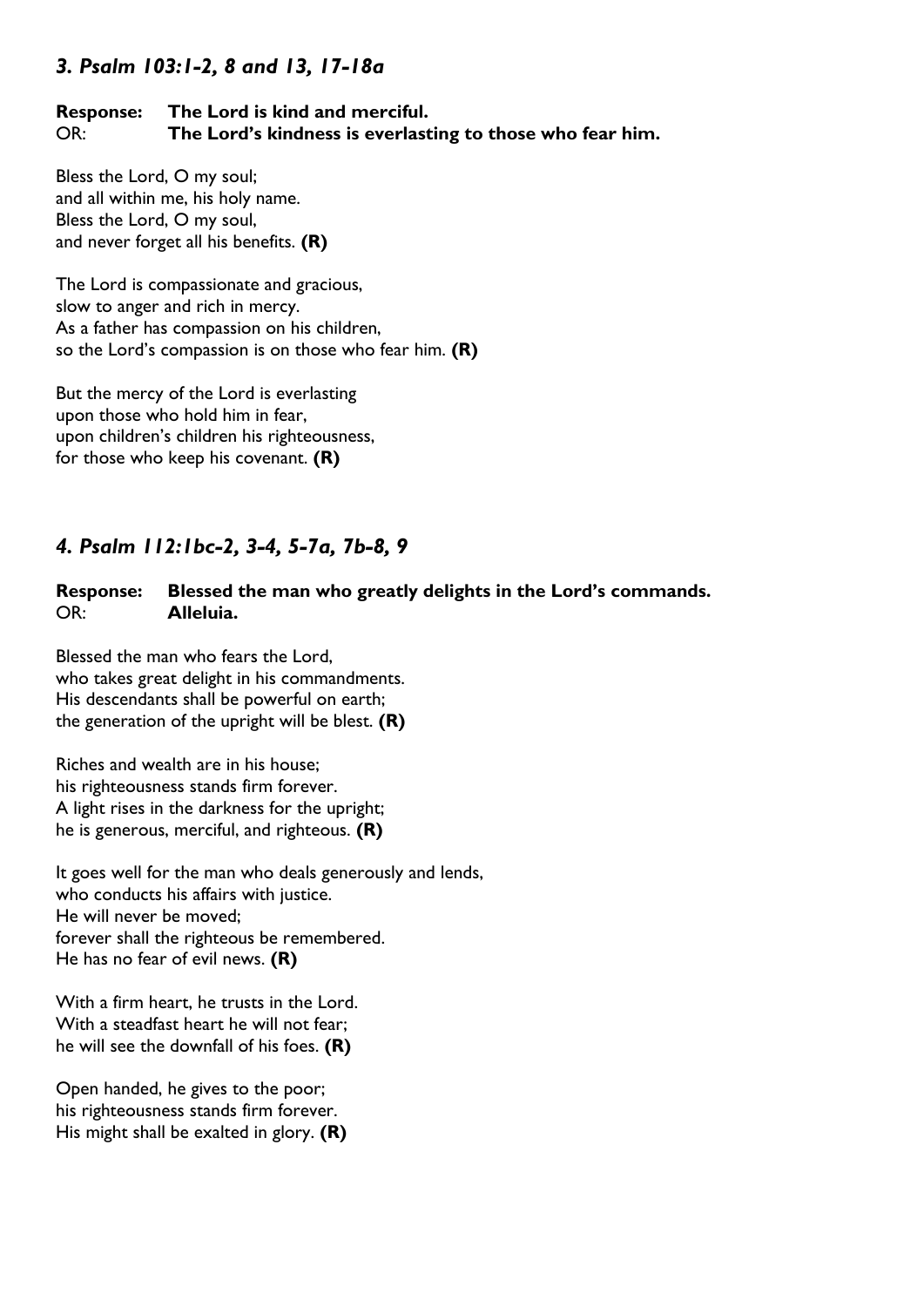### *3. Psalm 103:1-2, 8 and 13, 17-18a*

**Response:** **The Lord is kind and merciful.**
OR: **The Lord's kindness is everlasting to those who fear him.**

Bless the Lord, O my soul;
and all within me, his holy name.
Bless the Lord, O my soul,
and never forget all his benefits. **(R)**

The Lord is compassionate and gracious,
slow to anger and rich in mercy.
As a father has compassion on his children,
so the Lord's compassion is on those who fear him. **(R)**

But the mercy of the Lord is everlasting
upon those who hold him in fear,
upon children's children his righteousness,
for those who keep his covenant. **(R)**

### *4. Psalm 112:1bc-2, 3-4, 5-7a, 7b-8, 9*

**Response:** **Blessed the man who greatly delights in the Lord's commands.**
OR: **Alleluia.**

Blessed the man who fears the Lord,
who takes great delight in his commandments.
His descendants shall be powerful on earth;
the generation of the upright will be blest. **(R)**

Riches and wealth are in his house;
his righteousness stands firm forever.
A light rises in the darkness for the upright;
he is generous, merciful, and righteous. **(R)**

It goes well for the man who deals generously and lends,
who conducts his affairs with justice.
He will never be moved;
forever shall the righteous be remembered.
He has no fear of evil news. **(R)**

With a firm heart, he trusts in the Lord.
With a steadfast heart he will not fear;
he will see the downfall of his foes. **(R)**

Open handed, he gives to the poor;
his righteousness stands firm forever.
His might shall be exalted in glory. **(R)**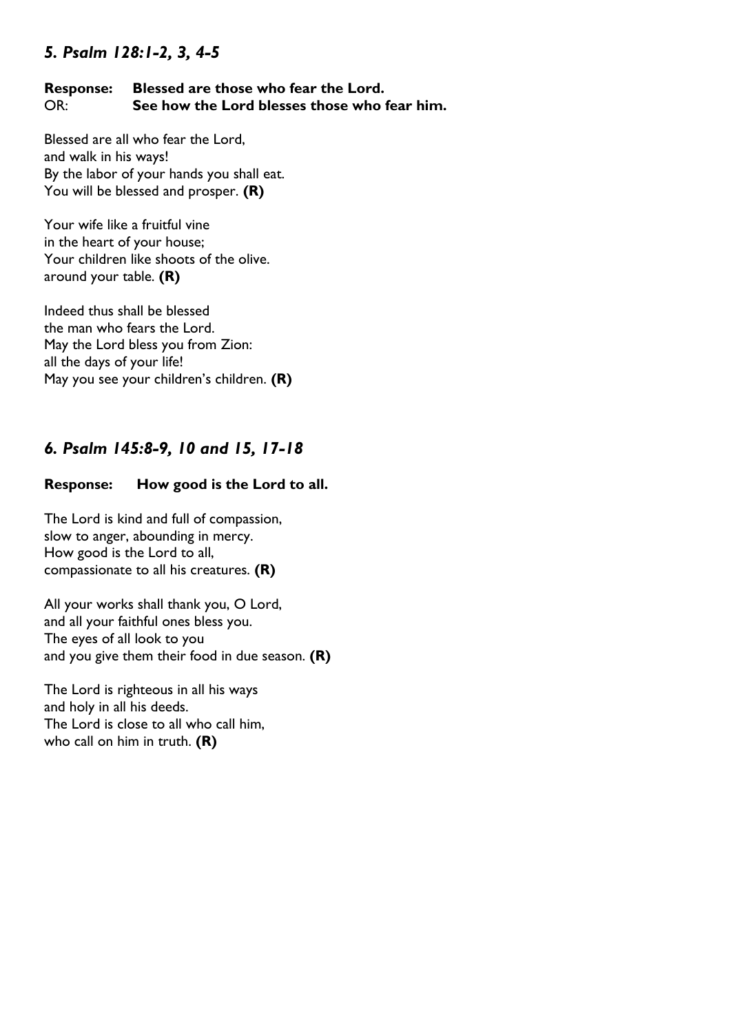## *5. Psalm 128:1-2, 3, 4-5*

**Response: Blessed are those who fear the Lord.**
OR: **See how the Lord blesses those who fear him.**

Blessed are all who fear the Lord,
and walk in his ways!
By the labor of your hands you shall eat.
You will be blessed and prosper. **(R)**

Your wife like a fruitful vine
in the heart of your house;
Your children like shoots of the olive.
around your table. **(R)**

Indeed thus shall be blessed
the man who fears the Lord.
May the Lord bless you from Zion:
all the days of your life!
May you see your children's children. **(R)**

## *6. Psalm 145:8-9, 10 and 15, 17-18*

**Response: How good is the Lord to all.**

The Lord is kind and full of compassion,
slow to anger, abounding in mercy.
How good is the Lord to all,
compassionate to all his creatures. **(R)**

All your works shall thank you, O Lord,
and all your faithful ones bless you.
The eyes of all look to you
and you give them their food in due season. **(R)**

The Lord is righteous in all his ways
and holy in all his deeds.
The Lord is close to all who call him,
who call on him in truth. **(R)**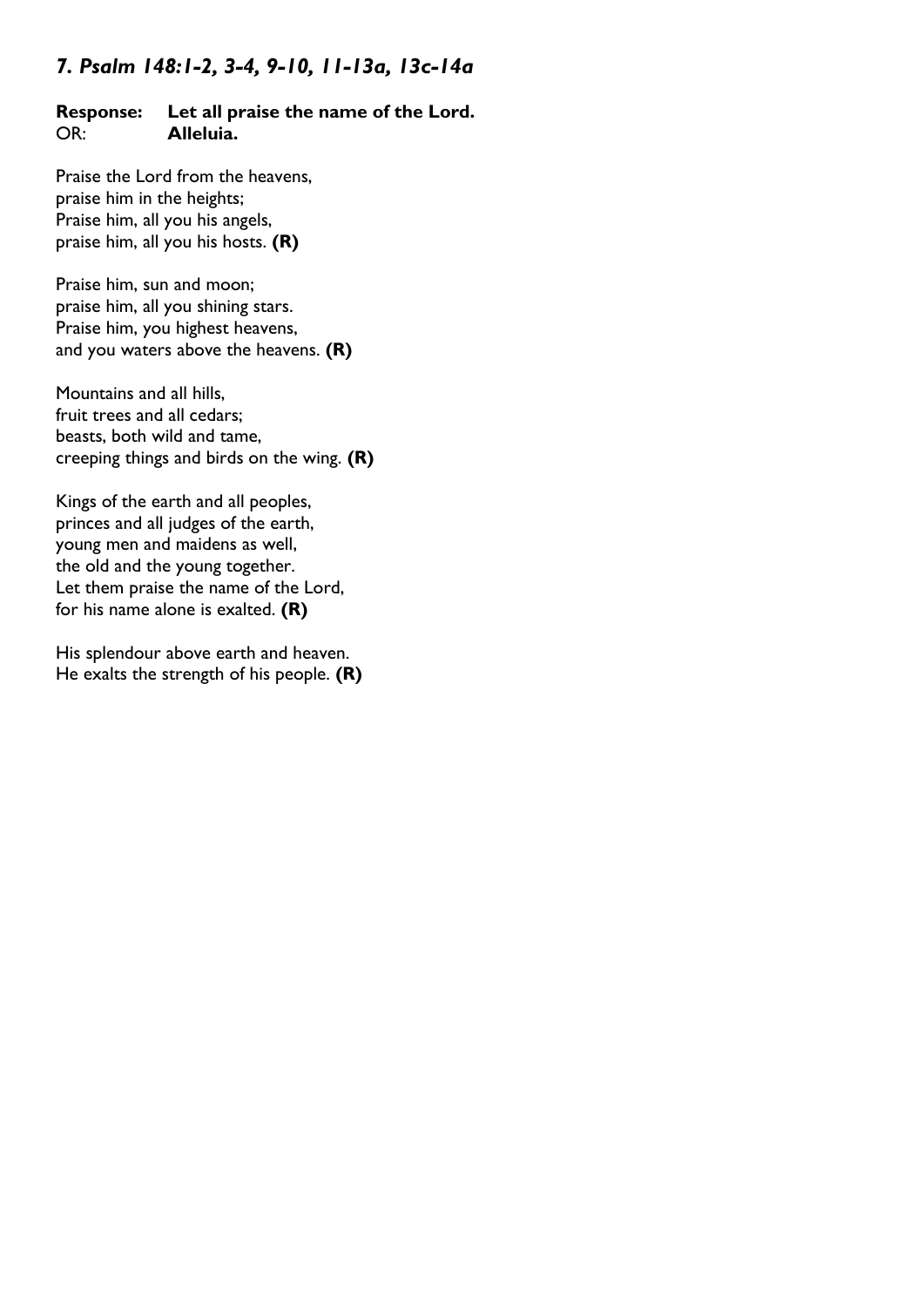### *7. Psalm 148:1-2, 3-4, 9-10, 11-13a, 13c-14a*

**Response: Let all praise the name of the Lord.**
OR: **Alleluia.**

Praise the Lord from the heavens,
praise him in the heights;
Praise him, all you his angels,
praise him, all you his hosts. **(R)**

Praise him, sun and moon;
praise him, all you shining stars.
Praise him, you highest heavens,
and you waters above the heavens. **(R)**

Mountains and all hills,
fruit trees and all cedars;
beasts, both wild and tame,
creeping things and birds on the wing. **(R)**

Kings of the earth and all peoples,
princes and all judges of the earth,
young men and maidens as well,
the old and the young together.
Let them praise the name of the Lord,
for his name alone is exalted. **(R)**

His splendour above earth and heaven.
He exalts the strength of his people. **(R)**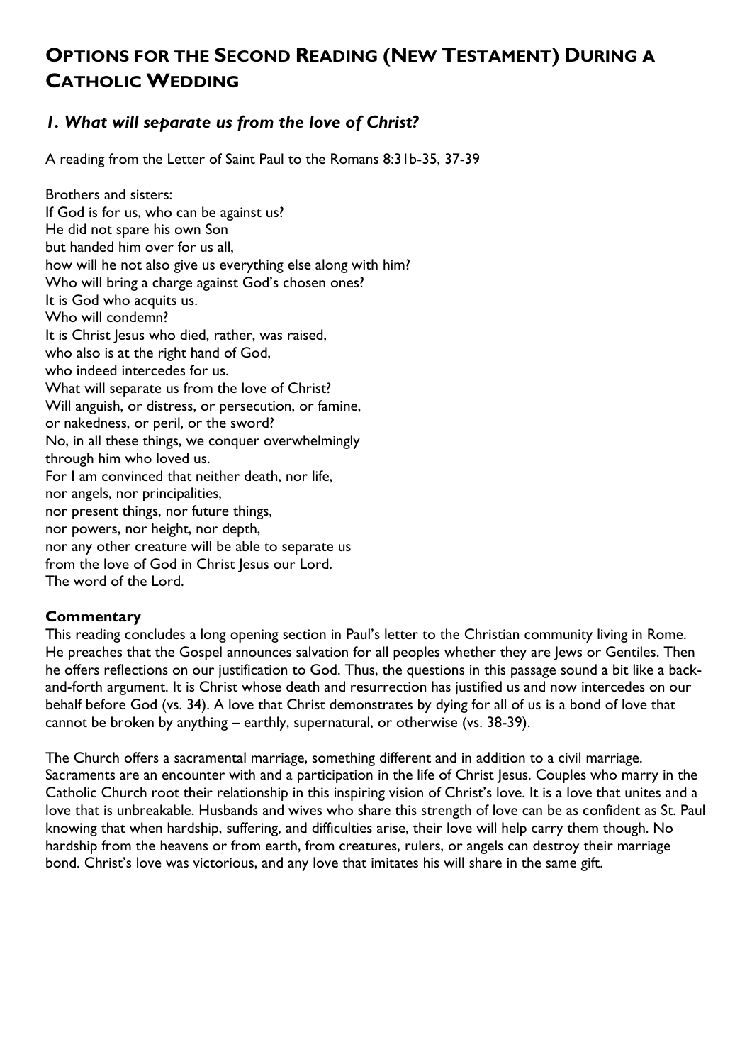# Options for the Second Reading (New Testament) During a Catholic Wedding

## *1. What will separate us from the love of Christ?*

A reading from the Letter of Saint Paul to the Romans 8:31b-35, 37-39

Brothers and sisters:
If God is for us, who can be against us?
He did not spare his own Son
but handed him over for us all,
how will he not also give us everything else along with him?
Who will bring a charge against God's chosen ones?
It is God who acquits us.
Who will condemn?
It is Christ Jesus who died, rather, was raised,
who also is at the right hand of God,
who indeed intercedes for us.
What will separate us from the love of Christ?
Will anguish, or distress, or persecution, or famine,
or nakedness, or peril, or the sword?
No, in all these things, we conquer overwhelmingly
through him who loved us.
For I am convinced that neither death, nor life,
nor angels, nor principalities,
nor present things, nor future things,
nor powers, nor height, nor depth,
nor any other creature will be able to separate us
from the love of God in Christ Jesus our Lord.
The word of the Lord.

**Commentary**

This reading concludes a long opening section in Paul's letter to the Christian community living in Rome. He preaches that the Gospel announces salvation for all peoples whether they are Jews or Gentiles. Then he offers reflections on our justification to God. Thus, the questions in this passage sound a bit like a back-and-forth argument. It is Christ whose death and resurrection has justified us and now intercedes on our behalf before God (vs. 34). A love that Christ demonstrates by dying for all of us is a bond of love that cannot be broken by anything – earthly, supernatural, or otherwise (vs. 38-39).

The Church offers a sacramental marriage, something different and in addition to a civil marriage. Sacraments are an encounter with and a participation in the life of Christ Jesus. Couples who marry in the Catholic Church root their relationship in this inspiring vision of Christ's love. It is a love that unites and a love that is unbreakable. Husbands and wives who share this strength of love can be as confident as St. Paul knowing that when hardship, suffering, and difficulties arise, their love will help carry them though. No hardship from the heavens or from earth, from creatures, rulers, or angels can destroy their marriage bond. Christ's love was victorious, and any love that imitates his will share in the same gift.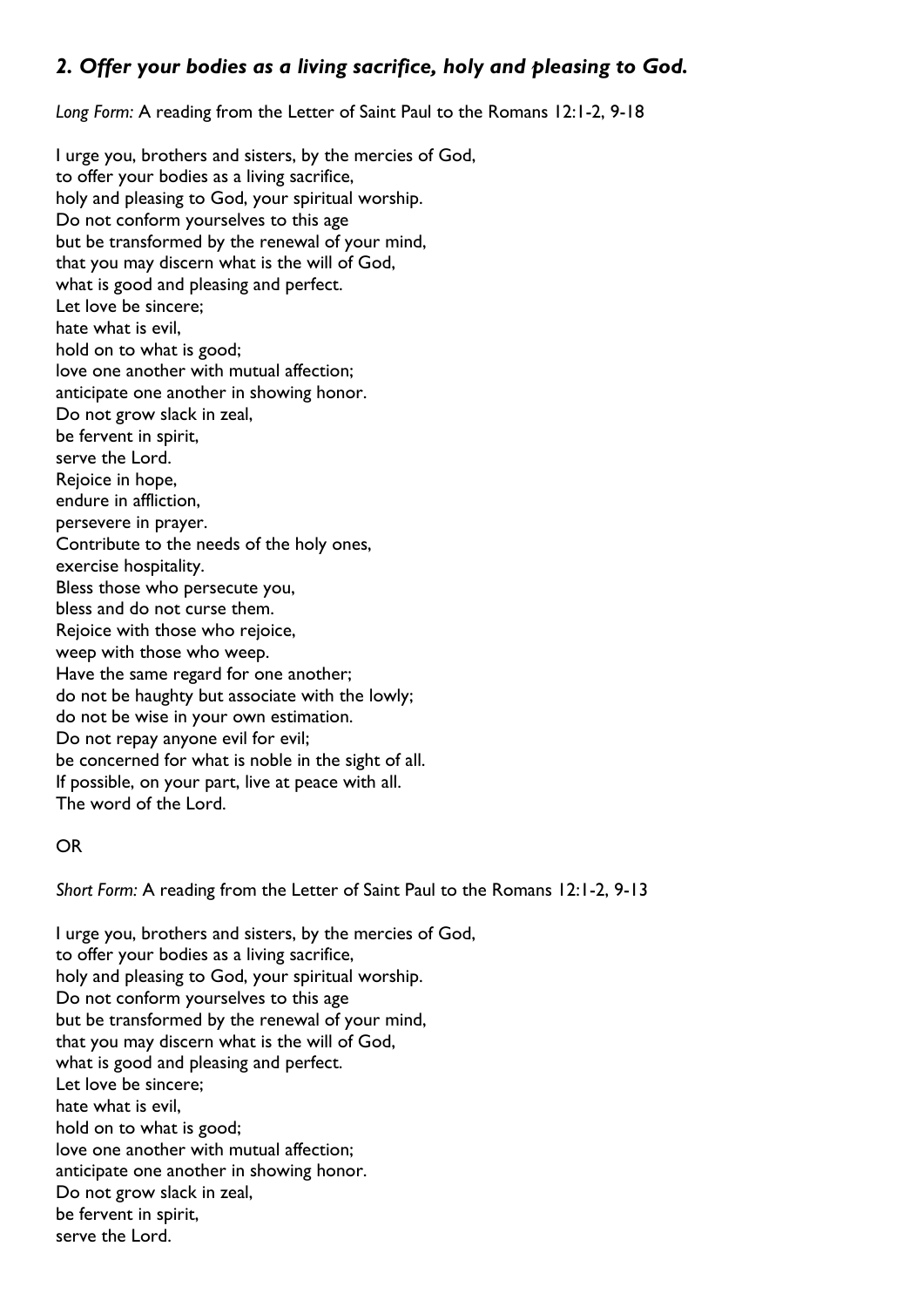## *2. Offer your bodies as a living sacrifice, holy and pleasing to God.*

*Long Form:* A reading from the Letter of Saint Paul to the Romans 12:1-2, 9-18

I urge you, brothers and sisters, by the mercies of God,
to offer your bodies as a living sacrifice,
holy and pleasing to God, your spiritual worship.
Do not conform yourselves to this age
but be transformed by the renewal of your mind,
that you may discern what is the will of God,
what is good and pleasing and perfect.
Let love be sincere;
hate what is evil,
hold on to what is good;
love one another with mutual affection;
anticipate one another in showing honor.
Do not grow slack in zeal,
be fervent in spirit,
serve the Lord.
Rejoice in hope,
endure in affliction,
persevere in prayer.
Contribute to the needs of the holy ones,
exercise hospitality.
Bless those who persecute you,
bless and do not curse them.
Rejoice with those who rejoice,
weep with those who weep.
Have the same regard for one another;
do not be haughty but associate with the lowly;
do not be wise in your own estimation.
Do not repay anyone evil for evil;
be concerned for what is noble in the sight of all.
If possible, on your part, live at peace with all.
The word of the Lord.

OR

*Short Form:* A reading from the Letter of Saint Paul to the Romans 12:1-2, 9-13

I urge you, brothers and sisters, by the mercies of God,
to offer your bodies as a living sacrifice,
holy and pleasing to God, your spiritual worship.
Do not conform yourselves to this age
but be transformed by the renewal of your mind,
that you may discern what is the will of God,
what is good and pleasing and perfect.
Let love be sincere;
hate what is evil,
hold on to what is good;
love one another with mutual affection;
anticipate one another in showing honor.
Do not grow slack in zeal,
be fervent in spirit,
serve the Lord.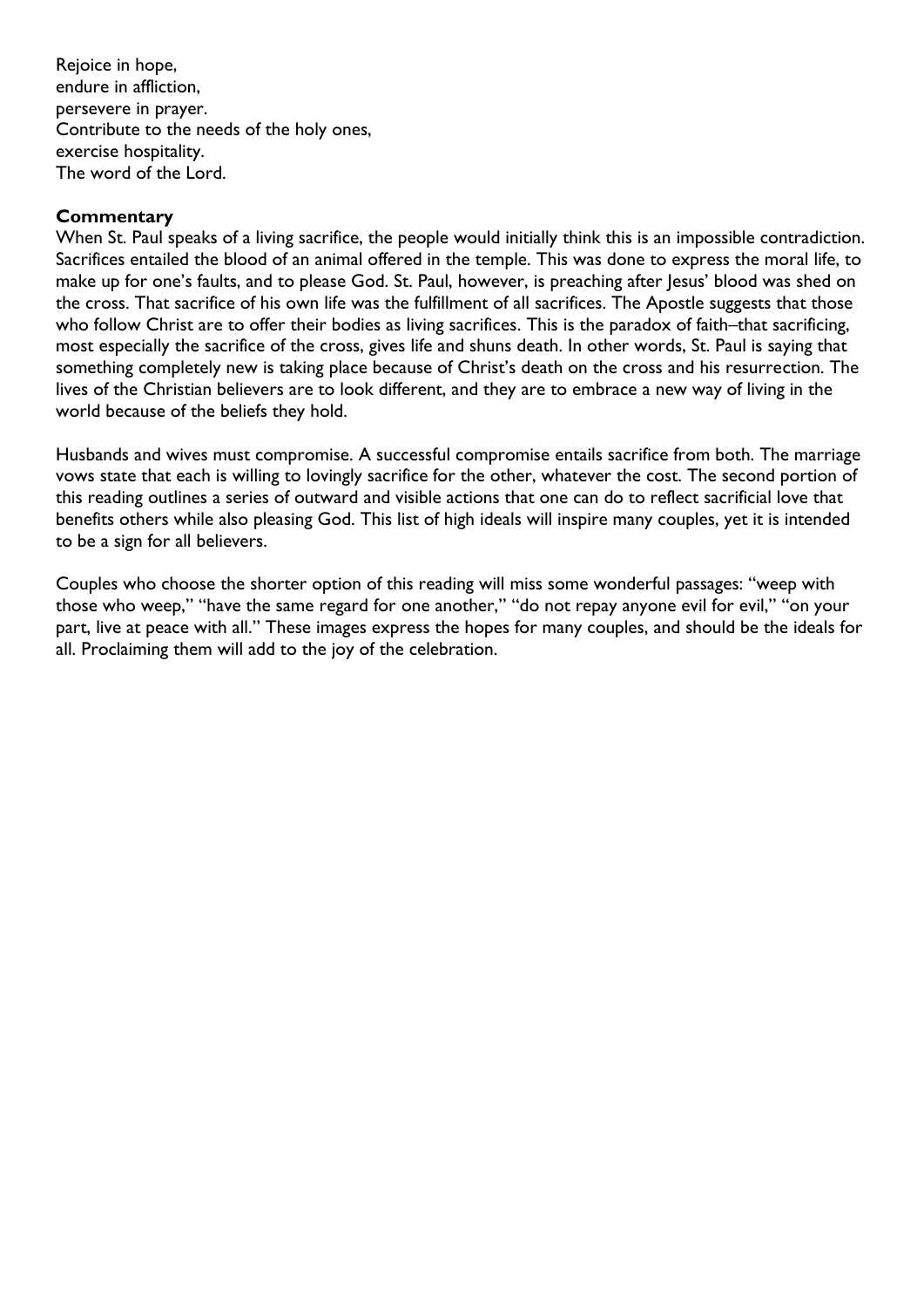Rejoice in hope,
endure in affliction,
persevere in prayer.
Contribute to the needs of the holy ones,
exercise hospitality.
The word of the Lord.

**Commentary**

When St. Paul speaks of a living sacrifice, the people would initially think this is an impossible contradiction. Sacrifices entailed the blood of an animal offered in the temple. This was done to express the moral life, to make up for one's faults, and to please God. St. Paul, however, is preaching after Jesus' blood was shed on the cross. That sacrifice of his own life was the fulfillment of all sacrifices. The Apostle suggests that those who follow Christ are to offer their bodies as living sacrifices. This is the paradox of faith–that sacrificing, most especially the sacrifice of the cross, gives life and shuns death. In other words, St. Paul is saying that something completely new is taking place because of Christ's death on the cross and his resurrection. The lives of the Christian believers are to look different, and they are to embrace a new way of living in the world because of the beliefs they hold.

Husbands and wives must compromise. A successful compromise entails sacrifice from both. The marriage vows state that each is willing to lovingly sacrifice for the other, whatever the cost. The second portion of this reading outlines a series of outward and visible actions that one can do to reflect sacrificial love that benefits others while also pleasing God. This list of high ideals will inspire many couples, yet it is intended to be a sign for all believers.

Couples who choose the shorter option of this reading will miss some wonderful passages: "weep with those who weep," "have the same regard for one another," "do not repay anyone evil for evil," "on your part, live at peace with all." These images express the hopes for many couples, and should be the ideals for all. Proclaiming them will add to the joy of the celebration.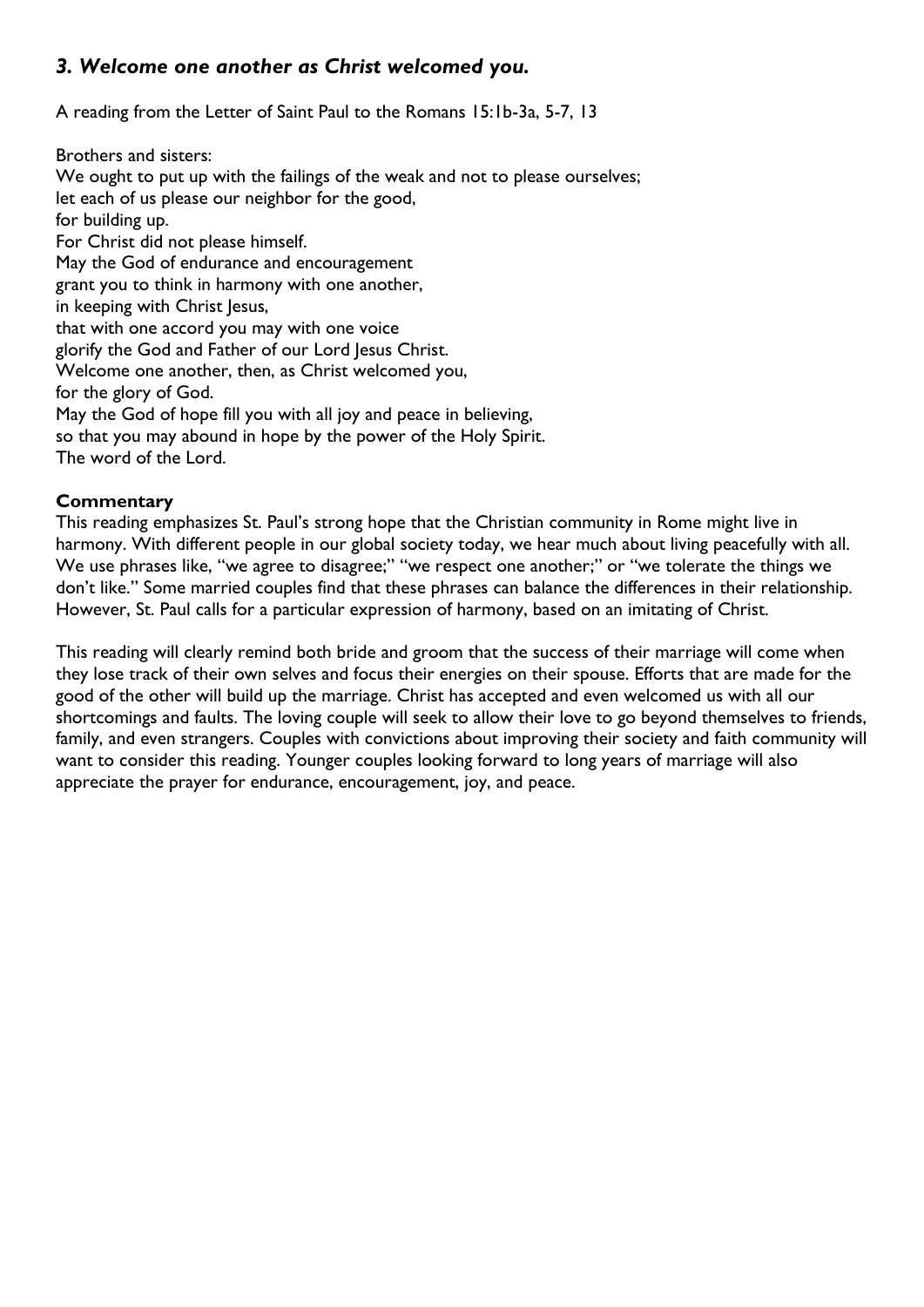### *3. Welcome one another as Christ welcomed you.*

A reading from the Letter of Saint Paul to the Romans 15:1b-3a, 5-7, 13

Brothers and sisters:  
We ought to put up with the failings of the weak and not to please ourselves;  
let each of us please our neighbor for the good,  
for building up.  
For Christ did not please himself.  
May the God of endurance and encouragement  
grant you to think in harmony with one another,  
in keeping with Christ Jesus,  
that with one accord you may with one voice  
glorify the God and Father of our Lord Jesus Christ.  
Welcome one another, then, as Christ welcomed you,  
for the glory of God.  
May the God of hope fill you with all joy and peace in believing,  
so that you may abound in hope by the power of the Holy Spirit.  
The word of the Lord.

**Commentary**

This reading emphasizes St. Paul's strong hope that the Christian community in Rome might live in harmony. With different people in our global society today, we hear much about living peacefully with all. We use phrases like, "we agree to disagree;" "we respect one another;" or "we tolerate the things we don't like." Some married couples find that these phrases can balance the differences in their relationship. However, St. Paul calls for a particular expression of harmony, based on an imitating of Christ.

This reading will clearly remind both bride and groom that the success of their marriage will come when they lose track of their own selves and focus their energies on their spouse. Efforts that are made for the good of the other will build up the marriage. Christ has accepted and even welcomed us with all our shortcomings and faults. The loving couple will seek to allow their love to go beyond themselves to friends, family, and even strangers. Couples with convictions about improving their society and faith community will want to consider this reading. Younger couples looking forward to long years of marriage will also appreciate the prayer for endurance, encouragement, joy, and peace.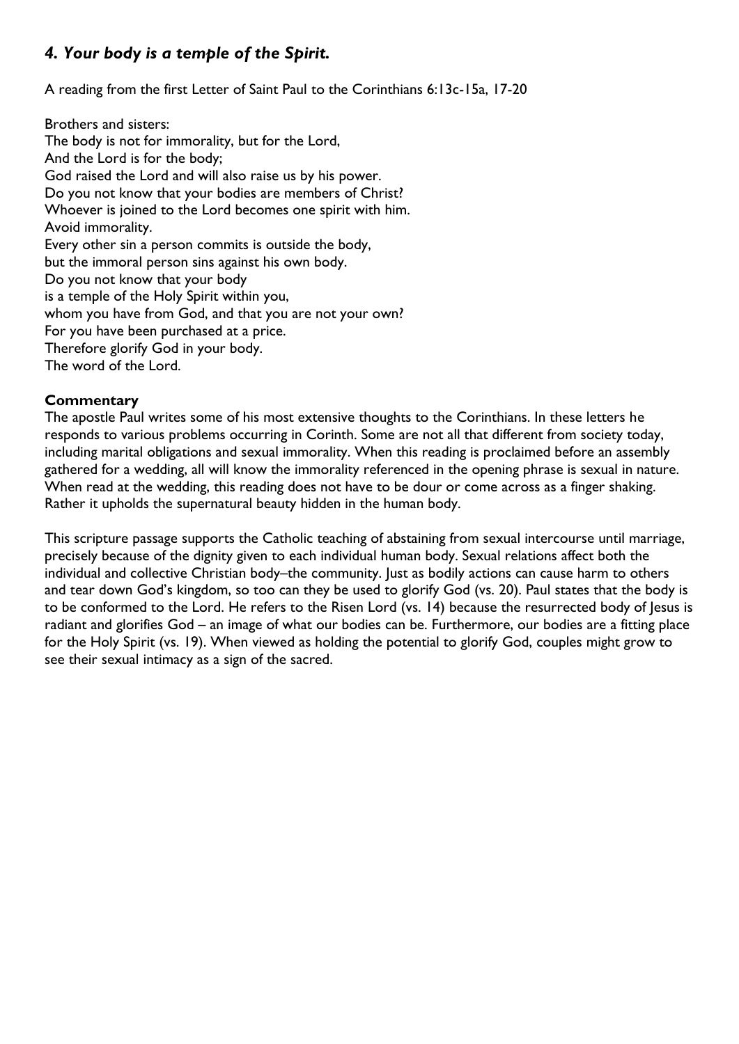## *4. Your body is a temple of the Spirit.*

A reading from the first Letter of Saint Paul to the Corinthians 6:13c-15a, 17-20

Brothers and sisters:
The body is not for immorality, but for the Lord,
And the Lord is for the body;
God raised the Lord and will also raise us by his power.
Do you not know that your bodies are members of Christ?
Whoever is joined to the Lord becomes one spirit with him.
Avoid immorality.
Every other sin a person commits is outside the body,
but the immoral person sins against his own body.
Do you not know that your body
is a temple of the Holy Spirit within you,
whom you have from God, and that you are not your own?
For you have been purchased at a price.
Therefore glorify God in your body.
The word of the Lord.

**Commentary**

The apostle Paul writes some of his most extensive thoughts to the Corinthians. In these letters he responds to various problems occurring in Corinth. Some are not all that different from society today, including marital obligations and sexual immorality. When this reading is proclaimed before an assembly gathered for a wedding, all will know the immorality referenced in the opening phrase is sexual in nature. When read at the wedding, this reading does not have to be dour or come across as a finger shaking. Rather it upholds the supernatural beauty hidden in the human body.

This scripture passage supports the Catholic teaching of abstaining from sexual intercourse until marriage, precisely because of the dignity given to each individual human body. Sexual relations affect both the individual and collective Christian body–the community. Just as bodily actions can cause harm to others and tear down God's kingdom, so too can they be used to glorify God (vs. 20). Paul states that the body is to be conformed to the Lord. He refers to the Risen Lord (vs. 14) because the resurrected body of Jesus is radiant and glorifies God – an image of what our bodies can be. Furthermore, our bodies are a fitting place for the Holy Spirit (vs. 19). When viewed as holding the potential to glorify God, couples might grow to see their sexual intimacy as a sign of the sacred.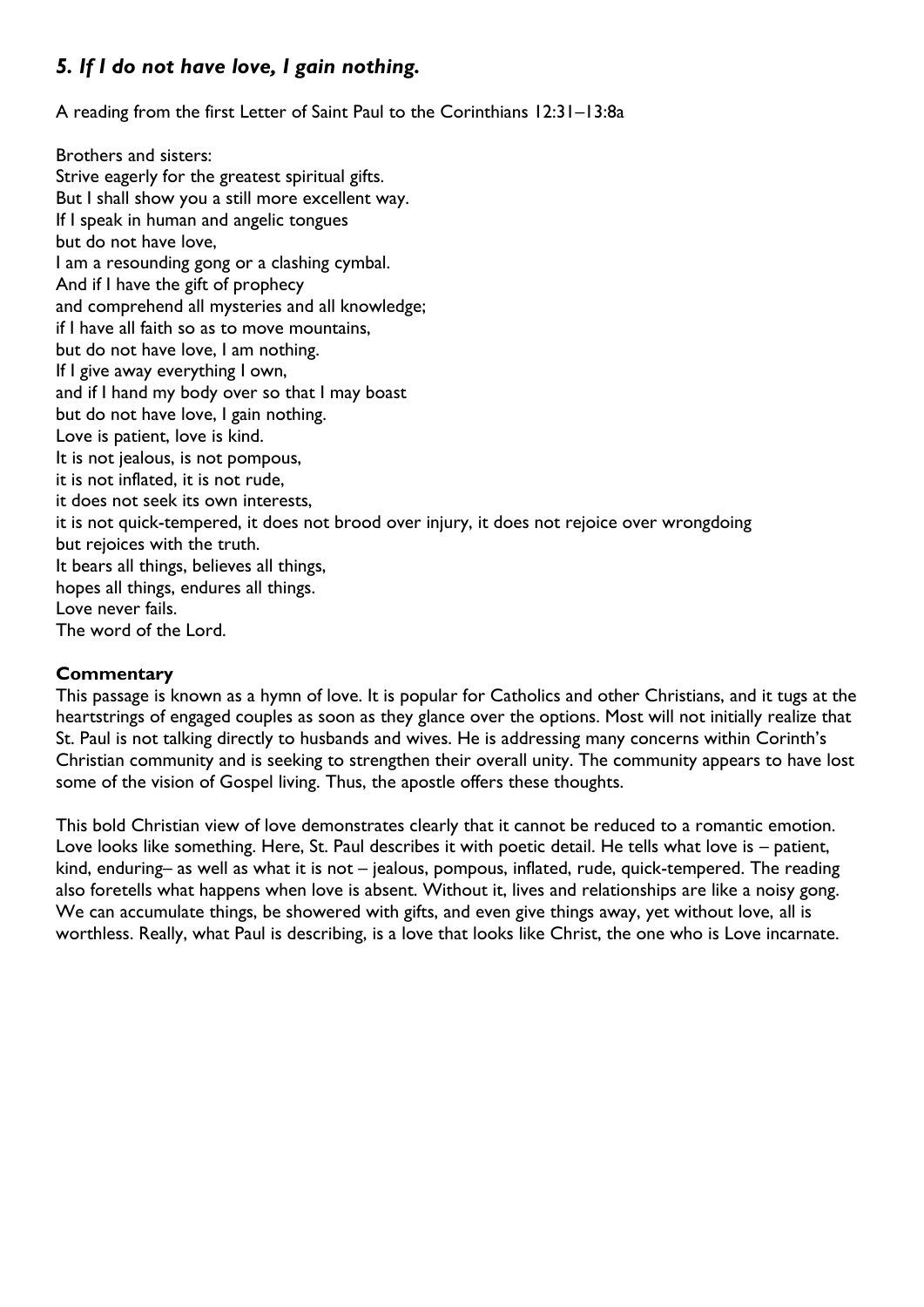## *5. If I do not have love, I gain nothing.*

A reading from the first Letter of Saint Paul to the Corinthians 12:31–13:8a

Brothers and sisters:
Strive eagerly for the greatest spiritual gifts.
But I shall show you a still more excellent way.
If I speak in human and angelic tongues
but do not have love,
I am a resounding gong or a clashing cymbal.
And if I have the gift of prophecy
and comprehend all mysteries and all knowledge;
if I have all faith so as to move mountains,
but do not have love, I am nothing.
If I give away everything I own,
and if I hand my body over so that I may boast
but do not have love, I gain nothing.
Love is patient, love is kind.
It is not jealous, is not pompous,
it is not inflated, it is not rude,
it does not seek its own interests,
it is not quick-tempered, it does not brood over injury, it does not rejoice over wrongdoing
but rejoices with the truth.
It bears all things, believes all things,
hopes all things, endures all things.
Love never fails.
The word of the Lord.

**Commentary**

This passage is known as a hymn of love. It is popular for Catholics and other Christians, and it tugs at the heartstrings of engaged couples as soon as they glance over the options. Most will not initially realize that St. Paul is not talking directly to husbands and wives. He is addressing many concerns within Corinth's Christian community and is seeking to strengthen their overall unity. The community appears to have lost some of the vision of Gospel living. Thus, the apostle offers these thoughts.

This bold Christian view of love demonstrates clearly that it cannot be reduced to a romantic emotion. Love looks like something. Here, St. Paul describes it with poetic detail. He tells what love is – patient, kind, enduring– as well as what it is not – jealous, pompous, inflated, rude, quick-tempered. The reading also foretells what happens when love is absent. Without it, lives and relationships are like a noisy gong. We can accumulate things, be showered with gifts, and even give things away, yet without love, all is worthless. Really, what Paul is describing, is a love that looks like Christ, the one who is Love incarnate.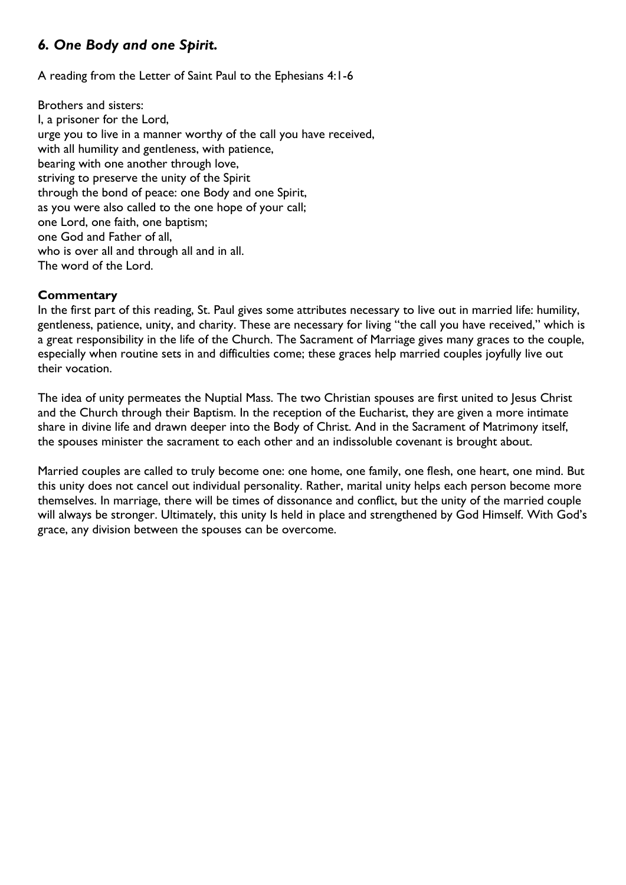## *6. One Body and one Spirit.*

A reading from the Letter of Saint Paul to the Ephesians 4:1-6

Brothers and sisters:
I, a prisoner for the Lord,
urge you to live in a manner worthy of the call you have received,
with all humility and gentleness, with patience,
bearing with one another through love,
striving to preserve the unity of the Spirit
through the bond of peace: one Body and one Spirit,
as you were also called to the one hope of your call;
one Lord, one faith, one baptism;
one God and Father of all,
who is over all and through all and in all.
The word of the Lord.

**Commentary**

In the first part of this reading, St. Paul gives some attributes necessary to live out in married life: humility, gentleness, patience, unity, and charity. These are necessary for living "the call you have received," which is a great responsibility in the life of the Church. The Sacrament of Marriage gives many graces to the couple, especially when routine sets in and difficulties come; these graces help married couples joyfully live out their vocation.

The idea of unity permeates the Nuptial Mass. The two Christian spouses are first united to Jesus Christ and the Church through their Baptism. In the reception of the Eucharist, they are given a more intimate share in divine life and drawn deeper into the Body of Christ. And in the Sacrament of Matrimony itself, the spouses minister the sacrament to each other and an indissoluble covenant is brought about.

Married couples are called to truly become one: one home, one family, one flesh, one heart, one mind. But this unity does not cancel out individual personality. Rather, marital unity helps each person become more themselves. In marriage, there will be times of dissonance and conflict, but the unity of the married couple will always be stronger. Ultimately, this unity Is held in place and strengthened by God Himself. With God's grace, any division between the spouses can be overcome.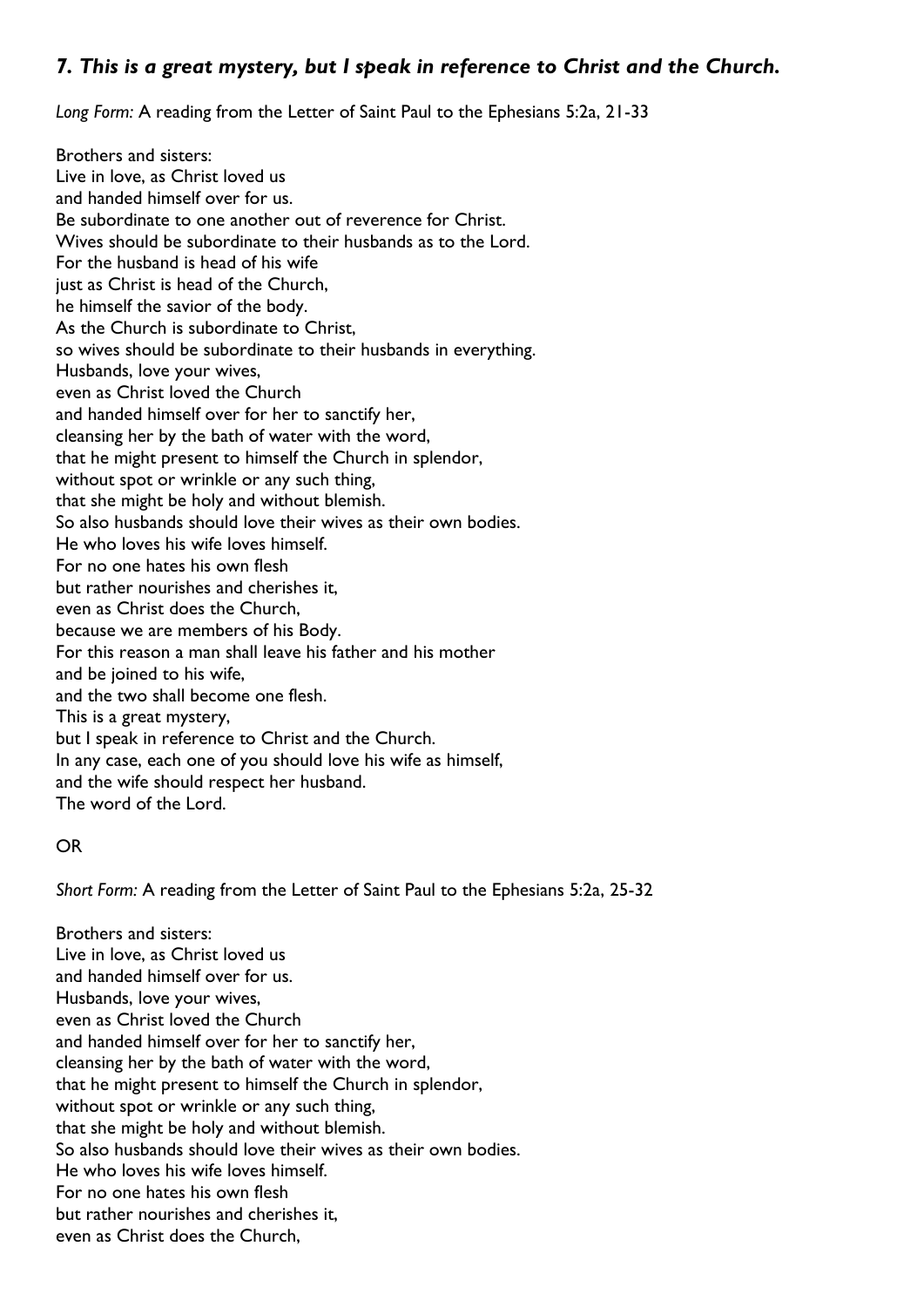### *7. This is a great mystery, but I speak in reference to Christ and the Church.*

*Long Form:* A reading from the Letter of Saint Paul to the Ephesians 5:2a, 21-33

Brothers and sisters:
Live in love, as Christ loved us
and handed himself over for us.
Be subordinate to one another out of reverence for Christ.
Wives should be subordinate to their husbands as to the Lord.
For the husband is head of his wife
just as Christ is head of the Church,
he himself the savior of the body.
As the Church is subordinate to Christ,
so wives should be subordinate to their husbands in everything.
Husbands, love your wives,
even as Christ loved the Church
and handed himself over for her to sanctify her,
cleansing her by the bath of water with the word,
that he might present to himself the Church in splendor,
without spot or wrinkle or any such thing,
that she might be holy and without blemish.
So also husbands should love their wives as their own bodies.
He who loves his wife loves himself.
For no one hates his own flesh
but rather nourishes and cherishes it,
even as Christ does the Church,
because we are members of his Body.
For this reason a man shall leave his father and his mother
and be joined to his wife,
and the two shall become one flesh.
This is a great mystery,
but I speak in reference to Christ and the Church.
In any case, each one of you should love his wife as himself,
and the wife should respect her husband.
The word of the Lord.

OR

*Short Form:* A reading from the Letter of Saint Paul to the Ephesians 5:2a, 25-32

Brothers and sisters:
Live in love, as Christ loved us
and handed himself over for us.
Husbands, love your wives,
even as Christ loved the Church
and handed himself over for her to sanctify her,
cleansing her by the bath of water with the word,
that he might present to himself the Church in splendor,
without spot or wrinkle or any such thing,
that she might be holy and without blemish.
So also husbands should love their wives as their own bodies.
He who loves his wife loves himself.
For no one hates his own flesh
but rather nourishes and cherishes it,
even as Christ does the Church,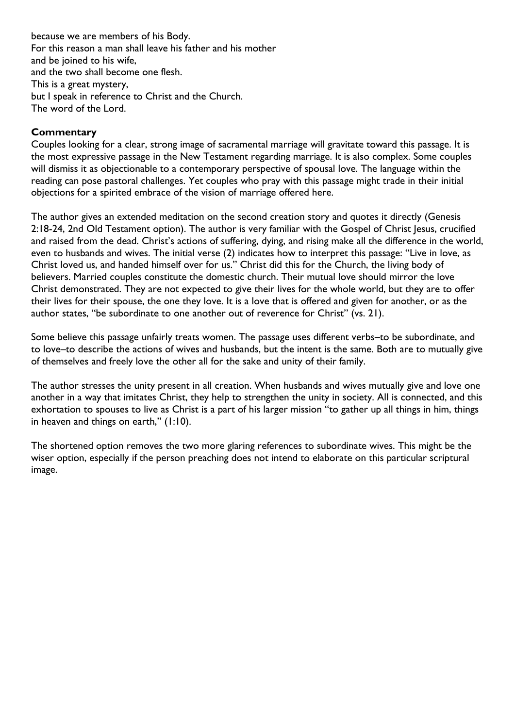because we are members of his Body.  
For this reason a man shall leave his father and his mother  
and be joined to his wife,  
and the two shall become one flesh.  
This is a great mystery,  
but I speak in reference to Christ and the Church.  
The word of the Lord.

**Commentary**

Couples looking for a clear, strong image of sacramental marriage will gravitate toward this passage. It is the most expressive passage in the New Testament regarding marriage. It is also complex. Some couples will dismiss it as objectionable to a contemporary perspective of spousal love. The language within the reading can pose pastoral challenges. Yet couples who pray with this passage might trade in their initial objections for a spirited embrace of the vision of marriage offered here.

The author gives an extended meditation on the second creation story and quotes it directly (Genesis 2:18-24, 2nd Old Testament option). The author is very familiar with the Gospel of Christ Jesus, crucified and raised from the dead. Christ's actions of suffering, dying, and rising make all the difference in the world, even to husbands and wives. The initial verse (2) indicates how to interpret this passage: "Live in love, as Christ loved us, and handed himself over for us." Christ did this for the Church, the living body of believers. Married couples constitute the domestic church. Their mutual love should mirror the love Christ demonstrated. They are not expected to give their lives for the whole world, but they are to offer their lives for their spouse, the one they love. It is a love that is offered and given for another, or as the author states, "be subordinate to one another out of reverence for Christ" (vs. 21).

Some believe this passage unfairly treats women. The passage uses different verbs–to be subordinate, and to love–to describe the actions of wives and husbands, but the intent is the same. Both are to mutually give of themselves and freely love the other all for the sake and unity of their family.

The author stresses the unity present in all creation. When husbands and wives mutually give and love one another in a way that imitates Christ, they help to strengthen the unity in society. All is connected, and this exhortation to spouses to live as Christ is a part of his larger mission "to gather up all things in him, things in heaven and things on earth," (1:10).

The shortened option removes the two more glaring references to subordinate wives. This might be the wiser option, especially if the person preaching does not intend to elaborate on this particular scriptural image.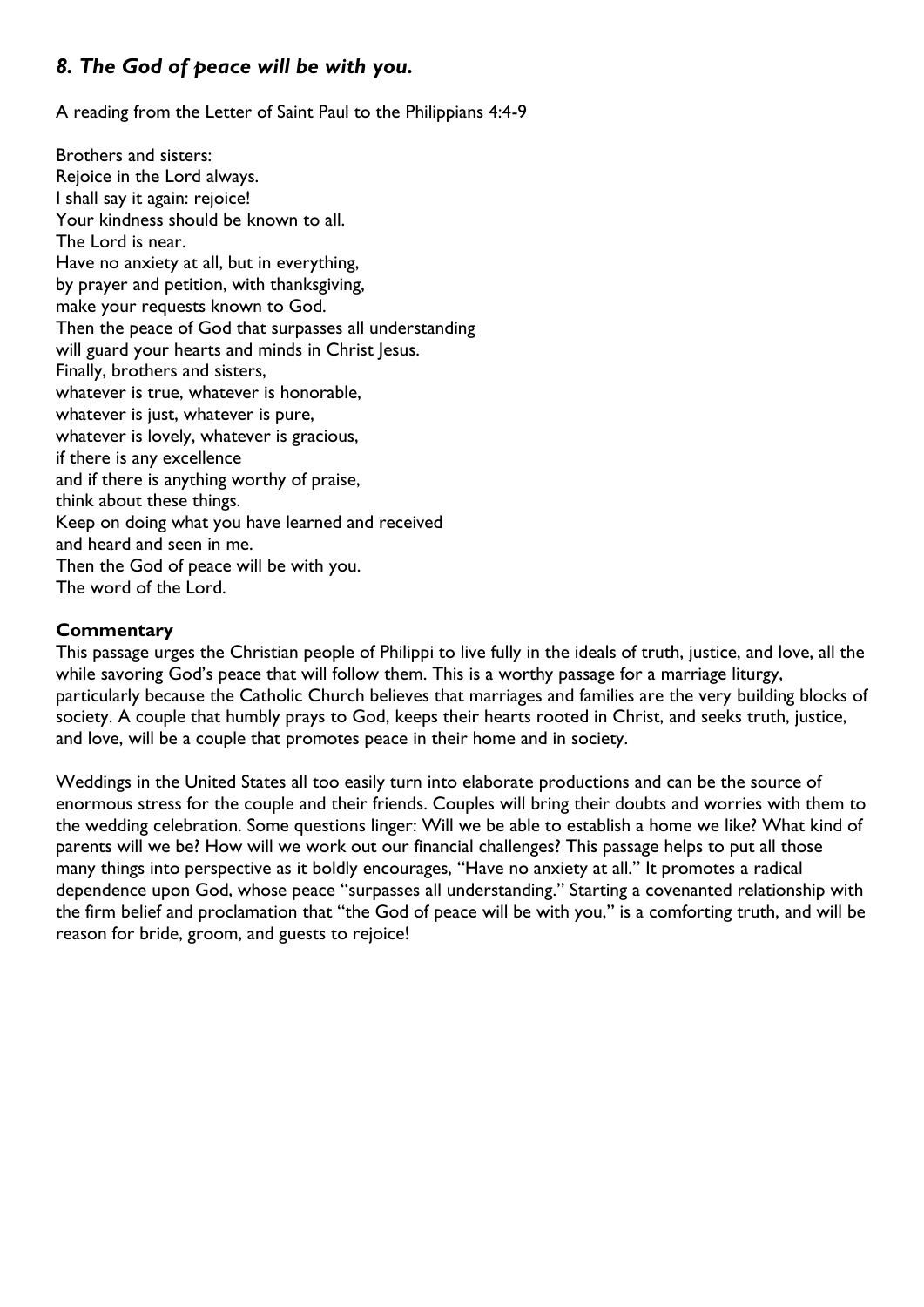## *8. The God of peace will be with you.*

A reading from the Letter of Saint Paul to the Philippians 4:4-9

Brothers and sisters:  
Rejoice in the Lord always.  
I shall say it again: rejoice!  
Your kindness should be known to all.  
The Lord is near.  
Have no anxiety at all, but in everything,  
by prayer and petition, with thanksgiving,  
make your requests known to God.  
Then the peace of God that surpasses all understanding  
will guard your hearts and minds in Christ Jesus.  
Finally, brothers and sisters,  
whatever is true, whatever is honorable,  
whatever is just, whatever is pure,  
whatever is lovely, whatever is gracious,  
if there is any excellence  
and if there is anything worthy of praise,  
think about these things.  
Keep on doing what you have learned and received  
and heard and seen in me.  
Then the God of peace will be with you.  
The word of the Lord.

**Commentary**

This passage urges the Christian people of Philippi to live fully in the ideals of truth, justice, and love, all the while savoring God's peace that will follow them. This is a worthy passage for a marriage liturgy, particularly because the Catholic Church believes that marriages and families are the very building blocks of society. A couple that humbly prays to God, keeps their hearts rooted in Christ, and seeks truth, justice, and love, will be a couple that promotes peace in their home and in society.

Weddings in the United States all too easily turn into elaborate productions and can be the source of enormous stress for the couple and their friends. Couples will bring their doubts and worries with them to the wedding celebration. Some questions linger: Will we be able to establish a home we like? What kind of parents will we be? How will we work out our financial challenges? This passage helps to put all those many things into perspective as it boldly encourages, "Have no anxiety at all." It promotes a radical dependence upon God, whose peace "surpasses all understanding." Starting a covenanted relationship with the firm belief and proclamation that "the God of peace will be with you," is a comforting truth, and will be reason for bride, groom, and guests to rejoice!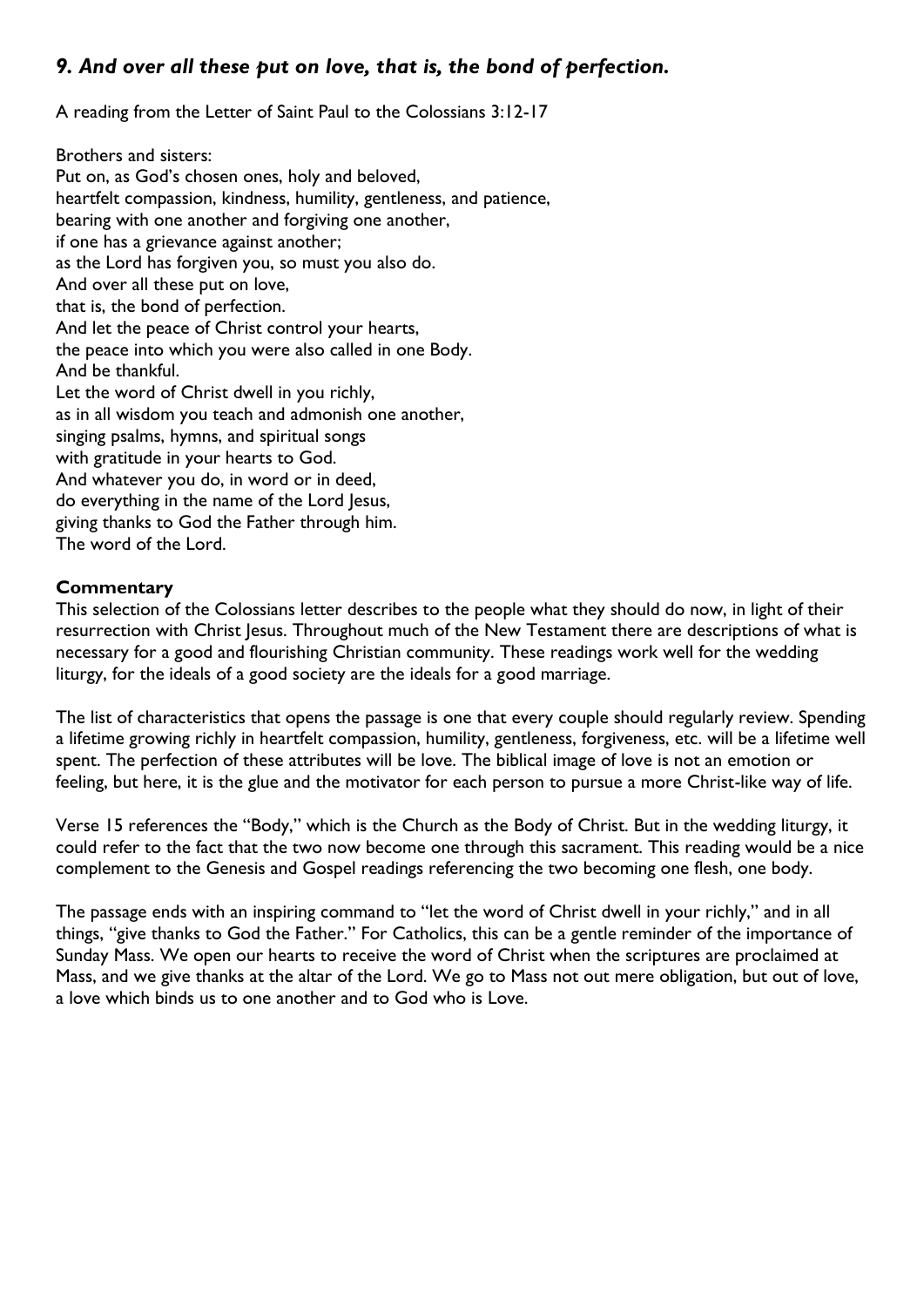## *9. And over all these put on love, that is, the bond of perfection.*

A reading from the Letter of Saint Paul to the Colossians 3:12-17

Brothers and sisters:
Put on, as God's chosen ones, holy and beloved,
heartfelt compassion, kindness, humility, gentleness, and patience,
bearing with one another and forgiving one another,
if one has a grievance against another;
as the Lord has forgiven you, so must you also do.
And over all these put on love,
that is, the bond of perfection.
And let the peace of Christ control your hearts,
the peace into which you were also called in one Body.
And be thankful.
Let the word of Christ dwell in you richly,
as in all wisdom you teach and admonish one another,
singing psalms, hymns, and spiritual songs
with gratitude in your hearts to God.
And whatever you do, in word or in deed,
do everything in the name of the Lord Jesus,
giving thanks to God the Father through him.
The word of the Lord.

**Commentary**

This selection of the Colossians letter describes to the people what they should do now, in light of their resurrection with Christ Jesus. Throughout much of the New Testament there are descriptions of what is necessary for a good and flourishing Christian community. These readings work well for the wedding liturgy, for the ideals of a good society are the ideals for a good marriage.

The list of characteristics that opens the passage is one that every couple should regularly review. Spending a lifetime growing richly in heartfelt compassion, humility, gentleness, forgiveness, etc. will be a lifetime well spent. The perfection of these attributes will be love. The biblical image of love is not an emotion or feeling, but here, it is the glue and the motivator for each person to pursue a more Christ-like way of life.

Verse 15 references the "Body," which is the Church as the Body of Christ. But in the wedding liturgy, it could refer to the fact that the two now become one through this sacrament. This reading would be a nice complement to the Genesis and Gospel readings referencing the two becoming one flesh, one body.

The passage ends with an inspiring command to "let the word of Christ dwell in your richly," and in all things, "give thanks to God the Father." For Catholics, this can be a gentle reminder of the importance of Sunday Mass. We open our hearts to receive the word of Christ when the scriptures are proclaimed at Mass, and we give thanks at the altar of the Lord. We go to Mass not out mere obligation, but out of love, a love which binds us to one another and to God who is Love.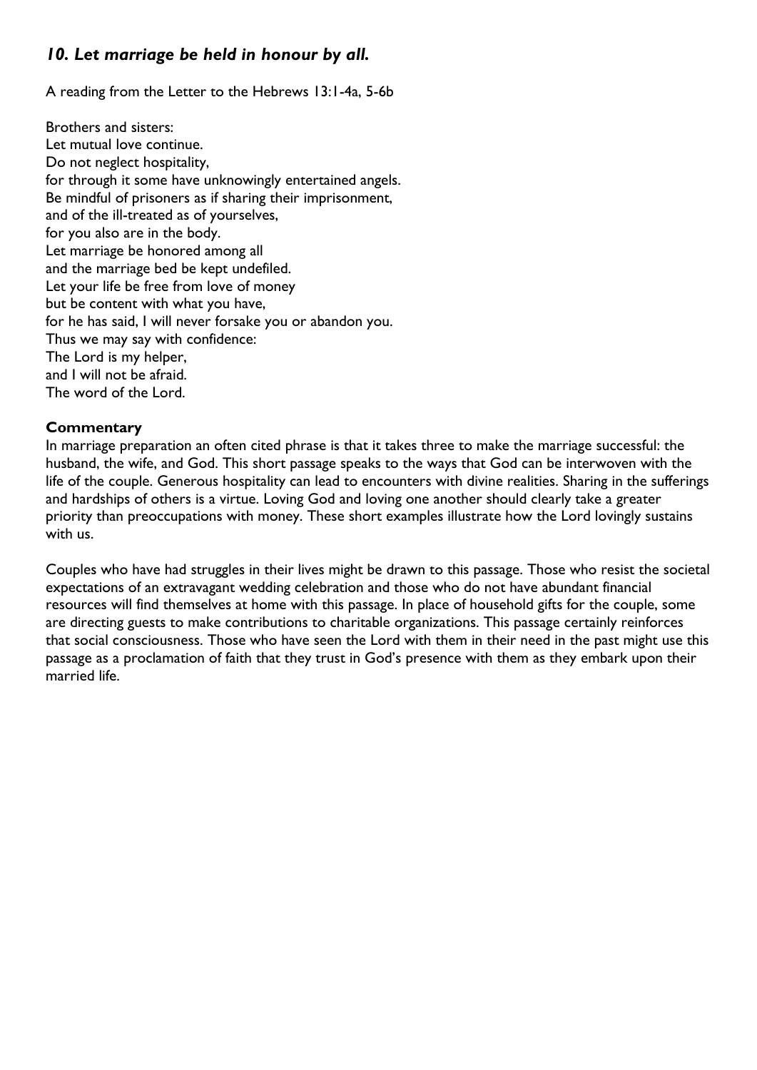### *10. Let marriage be held in honour by all.*

A reading from the Letter to the Hebrews 13:1-4a, 5-6b

Brothers and sisters:
Let mutual love continue.
Do not neglect hospitality,
for through it some have unknowingly entertained angels.
Be mindful of prisoners as if sharing their imprisonment,
and of the ill-treated as of yourselves,
for you also are in the body.
Let marriage be honored among all
and the marriage bed be kept undefiled.
Let your life be free from love of money
but be content with what you have,
for he has said, I will never forsake you or abandon you.
Thus we may say with confidence:
The Lord is my helper,
and I will not be afraid.
The word of the Lord.

**Commentary**

In marriage preparation an often cited phrase is that it takes three to make the marriage successful: the husband, the wife, and God. This short passage speaks to the ways that God can be interwoven with the life of the couple. Generous hospitality can lead to encounters with divine realities. Sharing in the sufferings and hardships of others is a virtue. Loving God and loving one another should clearly take a greater priority than preoccupations with money. These short examples illustrate how the Lord lovingly sustains with us.

Couples who have had struggles in their lives might be drawn to this passage. Those who resist the societal expectations of an extravagant wedding celebration and those who do not have abundant financial resources will find themselves at home with this passage. In place of household gifts for the couple, some are directing guests to make contributions to charitable organizations. This passage certainly reinforces that social consciousness. Those who have seen the Lord with them in their need in the past might use this passage as a proclamation of faith that they trust in God's presence with them as they embark upon their married life.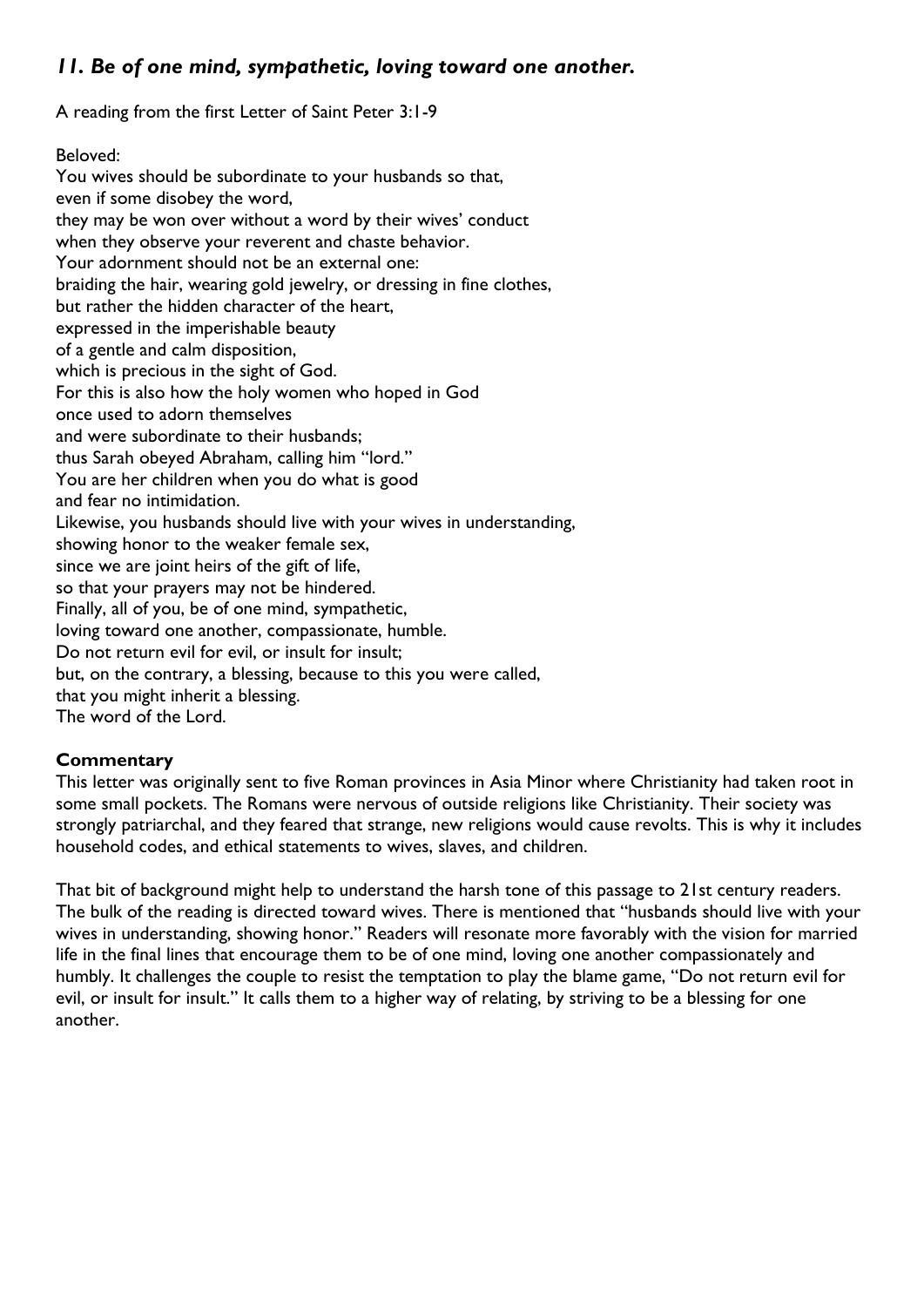## *11. Be of one mind, sympathetic, loving toward one another.*

A reading from the first Letter of Saint Peter 3:1-9

Beloved:
You wives should be subordinate to your husbands so that,
even if some disobey the word,
they may be won over without a word by their wives' conduct
when they observe your reverent and chaste behavior.
Your adornment should not be an external one:
braiding the hair, wearing gold jewelry, or dressing in fine clothes,
but rather the hidden character of the heart,
expressed in the imperishable beauty
of a gentle and calm disposition,
which is precious in the sight of God.
For this is also how the holy women who hoped in God
once used to adorn themselves
and were subordinate to their husbands;
thus Sarah obeyed Abraham, calling him "lord."
You are her children when you do what is good
and fear no intimidation.
Likewise, you husbands should live with your wives in understanding,
showing honor to the weaker female sex,
since we are joint heirs of the gift of life,
so that your prayers may not be hindered.
Finally, all of you, be of one mind, sympathetic,
loving toward one another, compassionate, humble.
Do not return evil for evil, or insult for insult;
but, on the contrary, a blessing, because to this you were called,
that you might inherit a blessing.
The word of the Lord.

**Commentary**

This letter was originally sent to five Roman provinces in Asia Minor where Christianity had taken root in some small pockets. The Romans were nervous of outside religions like Christianity. Their society was strongly patriarchal, and they feared that strange, new religions would cause revolts. This is why it includes household codes, and ethical statements to wives, slaves, and children.

That bit of background might help to understand the harsh tone of this passage to 21st century readers. The bulk of the reading is directed toward wives. There is mentioned that "husbands should live with your wives in understanding, showing honor." Readers will resonate more favorably with the vision for married life in the final lines that encourage them to be of one mind, loving one another compassionately and humbly. It challenges the couple to resist the temptation to play the blame game, "Do not return evil for evil, or insult for insult." It calls them to a higher way of relating, by striving to be a blessing for one another.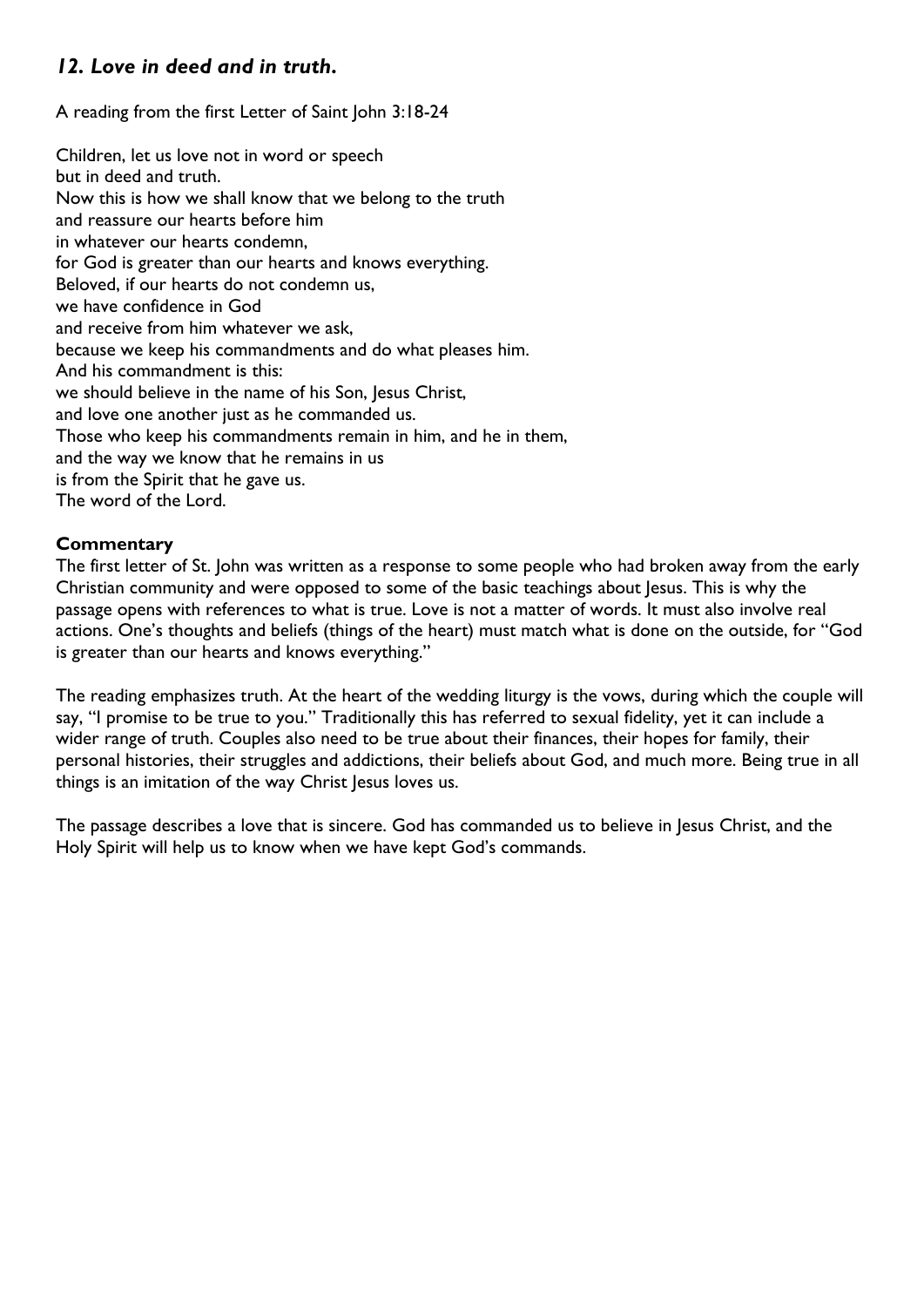## *12. Love in deed and in truth.*

A reading from the first Letter of Saint John 3:18-24

Children, let us love not in word or speech  
but in deed and truth.  
Now this is how we shall know that we belong to the truth  
and reassure our hearts before him  
in whatever our hearts condemn,  
for God is greater than our hearts and knows everything.  
Beloved, if our hearts do not condemn us,  
we have confidence in God  
and receive from him whatever we ask,  
because we keep his commandments and do what pleases him.  
And his commandment is this:  
we should believe in the name of his Son, Jesus Christ,  
and love one another just as he commanded us.  
Those who keep his commandments remain in him, and he in them,  
and the way we know that he remains in us  
is from the Spirit that he gave us.  
The word of the Lord.

**Commentary**

The first letter of St. John was written as a response to some people who had broken away from the early Christian community and were opposed to some of the basic teachings about Jesus. This is why the passage opens with references to what is true. Love is not a matter of words. It must also involve real actions. One's thoughts and beliefs (things of the heart) must match what is done on the outside, for "God is greater than our hearts and knows everything."

The reading emphasizes truth. At the heart of the wedding liturgy is the vows, during which the couple will say, "I promise to be true to you." Traditionally this has referred to sexual fidelity, yet it can include a wider range of truth. Couples also need to be true about their finances, their hopes for family, their personal histories, their struggles and addictions, their beliefs about God, and much more. Being true in all things is an imitation of the way Christ Jesus loves us.

The passage describes a love that is sincere. God has commanded us to believe in Jesus Christ, and the Holy Spirit will help us to know when we have kept God's commands.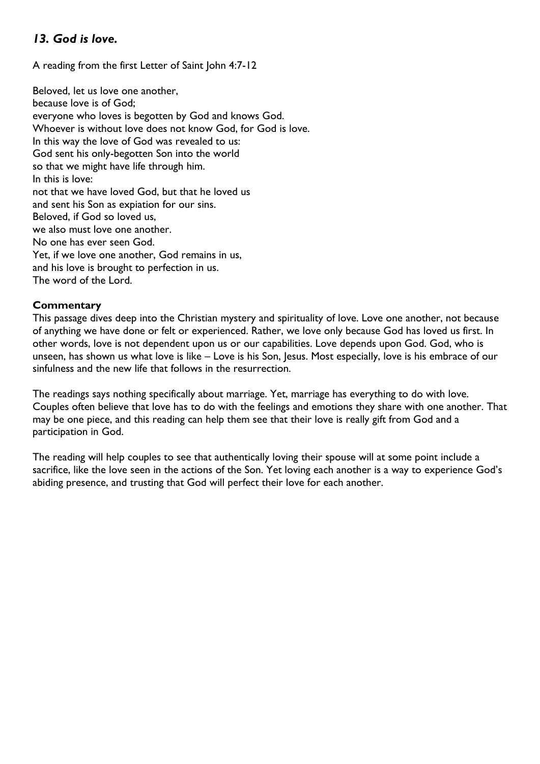## *13. God is love.*

A reading from the first Letter of Saint John 4:7-12

Beloved, let us love one another,
because love is of God;
everyone who loves is begotten by God and knows God.
Whoever is without love does not know God, for God is love.
In this way the love of God was revealed to us:
God sent his only-begotten Son into the world
so that we might have life through him.
In this is love:
not that we have loved God, but that he loved us
and sent his Son as expiation for our sins.
Beloved, if God so loved us,
we also must love one another.
No one has ever seen God.
Yet, if we love one another, God remains in us,
and his love is brought to perfection in us.
The word of the Lord.

**Commentary**

This passage dives deep into the Christian mystery and spirituality of love. Love one another, not because of anything we have done or felt or experienced. Rather, we love only because God has loved us first. In other words, love is not dependent upon us or our capabilities. Love depends upon God. God, who is unseen, has shown us what love is like – Love is his Son, Jesus. Most especially, love is his embrace of our sinfulness and the new life that follows in the resurrection.

The readings says nothing specifically about marriage. Yet, marriage has everything to do with love. Couples often believe that love has to do with the feelings and emotions they share with one another. That may be one piece, and this reading can help them see that their love is really gift from God and a participation in God.

The reading will help couples to see that authentically loving their spouse will at some point include a sacrifice, like the love seen in the actions of the Son. Yet loving each another is a way to experience God's abiding presence, and trusting that God will perfect their love for each another.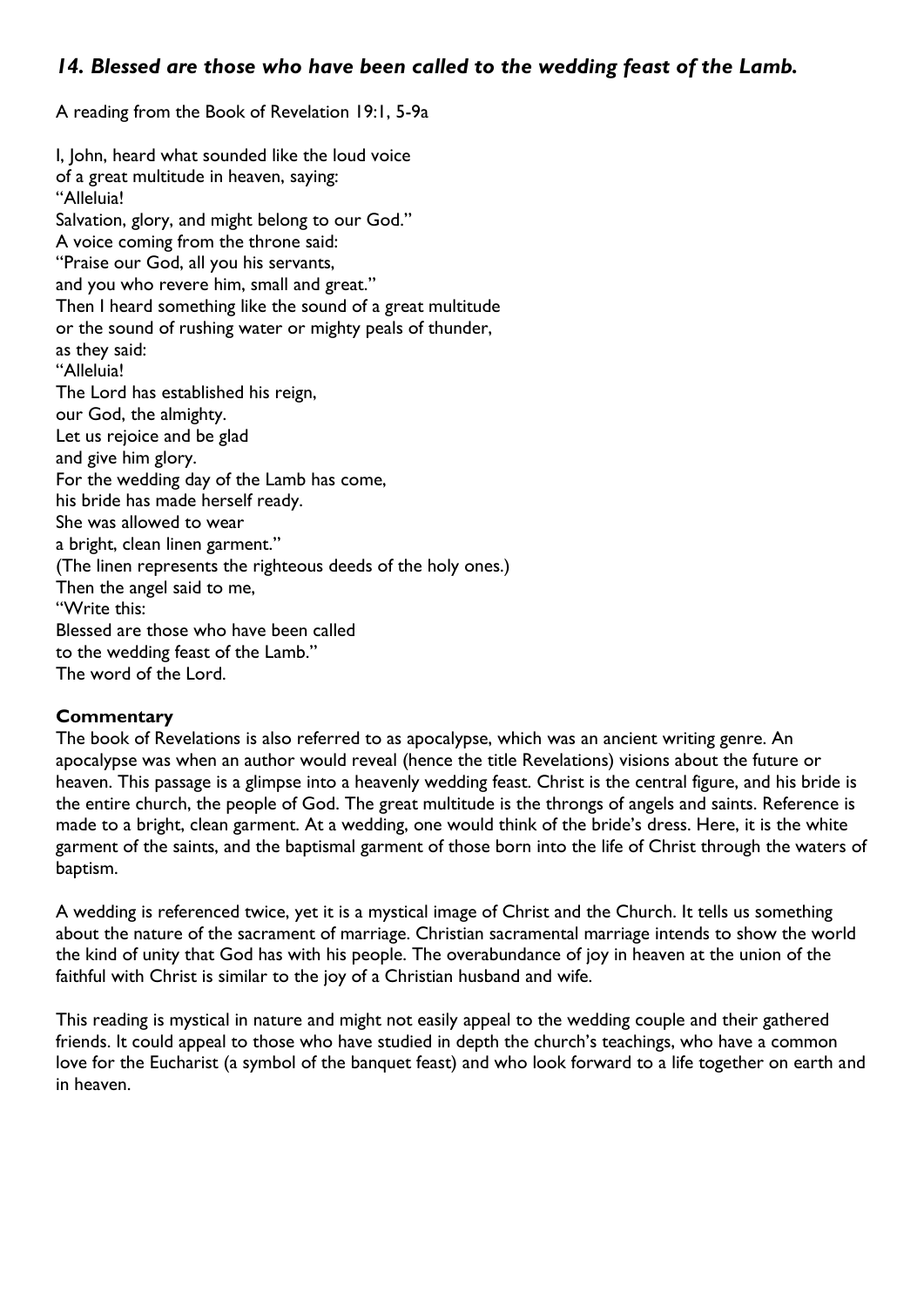## *14. Blessed are those who have been called to the wedding feast of the Lamb.*

A reading from the Book of Revelation 19:1, 5-9a

I, John, heard what sounded like the loud voice
of a great multitude in heaven, saying:
"Alleluia!
Salvation, glory, and might belong to our God."
A voice coming from the throne said:
"Praise our God, all you his servants,
and you who revere him, small and great."
Then I heard something like the sound of a great multitude
or the sound of rushing water or mighty peals of thunder,
as they said:
"Alleluia!
The Lord has established his reign,
our God, the almighty.
Let us rejoice and be glad
and give him glory.
For the wedding day of the Lamb has come,
his bride has made herself ready.
She was allowed to wear
a bright, clean linen garment."
(The linen represents the righteous deeds of the holy ones.)
Then the angel said to me,
"Write this:
Blessed are those who have been called
to the wedding feast of the Lamb."
The word of the Lord.

**Commentary**

The book of Revelations is also referred to as apocalypse, which was an ancient writing genre. An apocalypse was when an author would reveal (hence the title Revelations) visions about the future or heaven. This passage is a glimpse into a heavenly wedding feast. Christ is the central figure, and his bride is the entire church, the people of God. The great multitude is the throngs of angels and saints. Reference is made to a bright, clean garment. At a wedding, one would think of the bride's dress. Here, it is the white garment of the saints, and the baptismal garment of those born into the life of Christ through the waters of baptism.

A wedding is referenced twice, yet it is a mystical image of Christ and the Church. It tells us something about the nature of the sacrament of marriage. Christian sacramental marriage intends to show the world the kind of unity that God has with his people. The overabundance of joy in heaven at the union of the faithful with Christ is similar to the joy of a Christian husband and wife.

This reading is mystical in nature and might not easily appeal to the wedding couple and their gathered friends. It could appeal to those who have studied in depth the church's teachings, who have a common love for the Eucharist (a symbol of the banquet feast) and who look forward to a life together on earth and in heaven.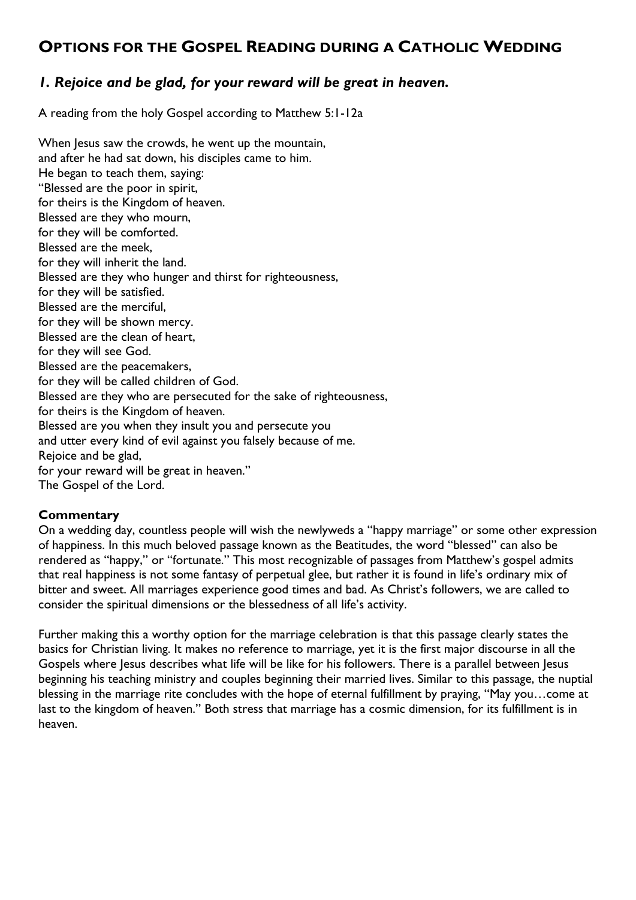# Options for the Gospel Reading during a Catholic Wedding

## *1. Rejoice and be glad, for your reward will be great in heaven.*

A reading from the holy Gospel according to Matthew 5:1-12a

When Jesus saw the crowds, he went up the mountain,
and after he had sat down, his disciples came to him.
He began to teach them, saying:
"Blessed are the poor in spirit,
for theirs is the Kingdom of heaven.
Blessed are they who mourn,
for they will be comforted.
Blessed are the meek,
for they will inherit the land.
Blessed are they who hunger and thirst for righteousness,
for they will be satisfied.
Blessed are the merciful,
for they will be shown mercy.
Blessed are the clean of heart,
for they will see God.
Blessed are the peacemakers,
for they will be called children of God.
Blessed are they who are persecuted for the sake of righteousness,
for theirs is the Kingdom of heaven.
Blessed are you when they insult you and persecute you
and utter every kind of evil against you falsely because of me.
Rejoice and be glad,
for your reward will be great in heaven."
The Gospel of the Lord.

**Commentary**

On a wedding day, countless people will wish the newlyweds a "happy marriage" or some other expression of happiness. In this much beloved passage known as the Beatitudes, the word "blessed" can also be rendered as "happy," or "fortunate." This most recognizable of passages from Matthew's gospel admits that real happiness is not some fantasy of perpetual glee, but rather it is found in life's ordinary mix of bitter and sweet. All marriages experience good times and bad. As Christ's followers, we are called to consider the spiritual dimensions or the blessedness of all life's activity.

Further making this a worthy option for the marriage celebration is that this passage clearly states the basics for Christian living. It makes no reference to marriage, yet it is the first major discourse in all the Gospels where Jesus describes what life will be like for his followers. There is a parallel between Jesus beginning his teaching ministry and couples beginning their married lives. Similar to this passage, the nuptial blessing in the marriage rite concludes with the hope of eternal fulfillment by praying, "May you…come at last to the kingdom of heaven." Both stress that marriage has a cosmic dimension, for its fulfillment is in heaven.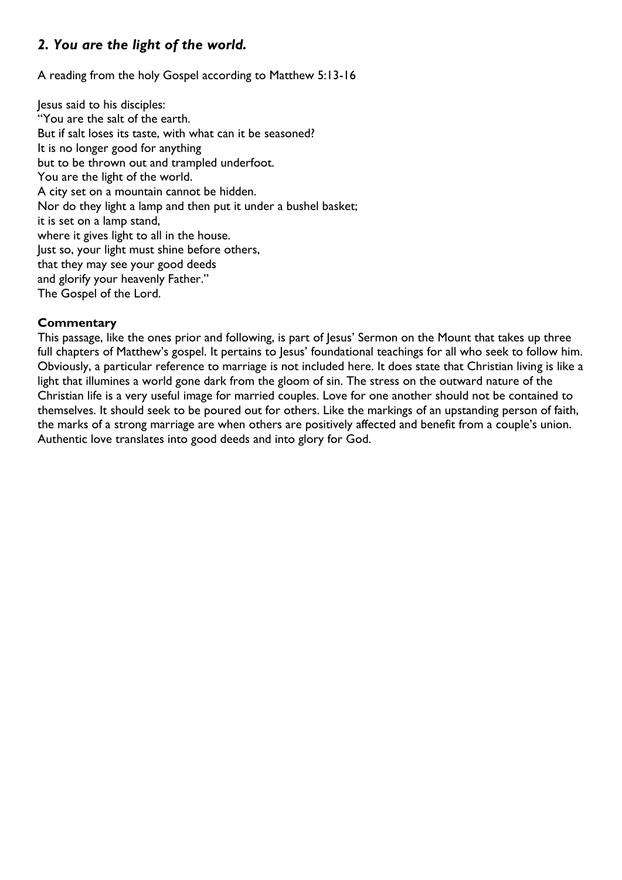## *2. You are the light of the world.*

A reading from the holy Gospel according to Matthew 5:13-16

Jesus said to his disciples:
"You are the salt of the earth.
But if salt loses its taste, with what can it be seasoned?
It is no longer good for anything
but to be thrown out and trampled underfoot.
You are the light of the world.
A city set on a mountain cannot be hidden.
Nor do they light a lamp and then put it under a bushel basket;
it is set on a lamp stand,
where it gives light to all in the house.
Just so, your light must shine before others,
that they may see your good deeds
and glorify your heavenly Father."
The Gospel of the Lord.

**Commentary**

This passage, like the ones prior and following, is part of Jesus' Sermon on the Mount that takes up three full chapters of Matthew's gospel. It pertains to Jesus' foundational teachings for all who seek to follow him. Obviously, a particular reference to marriage is not included here. It does state that Christian living is like a light that illumines a world gone dark from the gloom of sin. The stress on the outward nature of the Christian life is a very useful image for married couples. Love for one another should not be contained to themselves. It should seek to be poured out for others. Like the markings of an upstanding person of faith, the marks of a strong marriage are when others are positively affected and benefit from a couple's union. Authentic love translates into good deeds and into glory for God.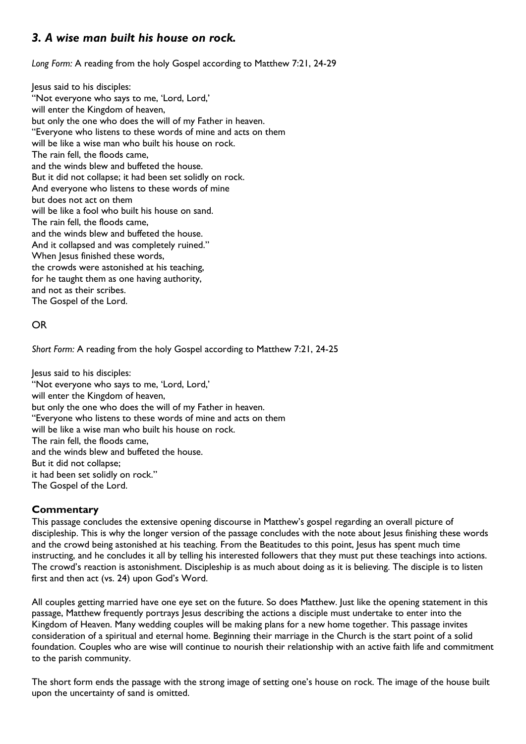## *3. A wise man built his house on rock.*

*Long Form:* A reading from the holy Gospel according to Matthew 7:21, 24-29

Jesus said to his disciples:
"Not everyone who says to me, 'Lord, Lord,'
will enter the Kingdom of heaven,
but only the one who does the will of my Father in heaven.
"Everyone who listens to these words of mine and acts on them
will be like a wise man who built his house on rock.
The rain fell, the floods came,
and the winds blew and buffeted the house.
But it did not collapse; it had been set solidly on rock.
And everyone who listens to these words of mine
but does not act on them
will be like a fool who built his house on sand.
The rain fell, the floods came,
and the winds blew and buffeted the house.
And it collapsed and was completely ruined."
When Jesus finished these words,
the crowds were astonished at his teaching,
for he taught them as one having authority,
and not as their scribes.
The Gospel of the Lord.

OR

*Short Form:* A reading from the holy Gospel according to Matthew 7:21, 24-25

Jesus said to his disciples:
"Not everyone who says to me, 'Lord, Lord,'
will enter the Kingdom of heaven,
but only the one who does the will of my Father in heaven.
"Everyone who listens to these words of mine and acts on them
will be like a wise man who built his house on rock.
The rain fell, the floods came,
and the winds blew and buffeted the house.
But it did not collapse;
it had been set solidly on rock."
The Gospel of the Lord.

### Commentary

This passage concludes the extensive opening discourse in Matthew's gospel regarding an overall picture of discipleship. This is why the longer version of the passage concludes with the note about Jesus finishing these words and the crowd being astonished at his teaching. From the Beatitudes to this point, Jesus has spent much time instructing, and he concludes it all by telling his interested followers that they must put these teachings into actions. The crowd's reaction is astonishment. Discipleship is as much about doing as it is believing. The disciple is to listen first and then act (vs. 24) upon God's Word.

All couples getting married have one eye set on the future. So does Matthew. Just like the opening statement in this passage, Matthew frequently portrays Jesus describing the actions a disciple must undertake to enter into the Kingdom of Heaven. Many wedding couples will be making plans for a new home together. This passage invites consideration of a spiritual and eternal home. Beginning their marriage in the Church is the start point of a solid foundation. Couples who are wise will continue to nourish their relationship with an active faith life and commitment to the parish community.

The short form ends the passage with the strong image of setting one's house on rock. The image of the house built upon the uncertainty of sand is omitted.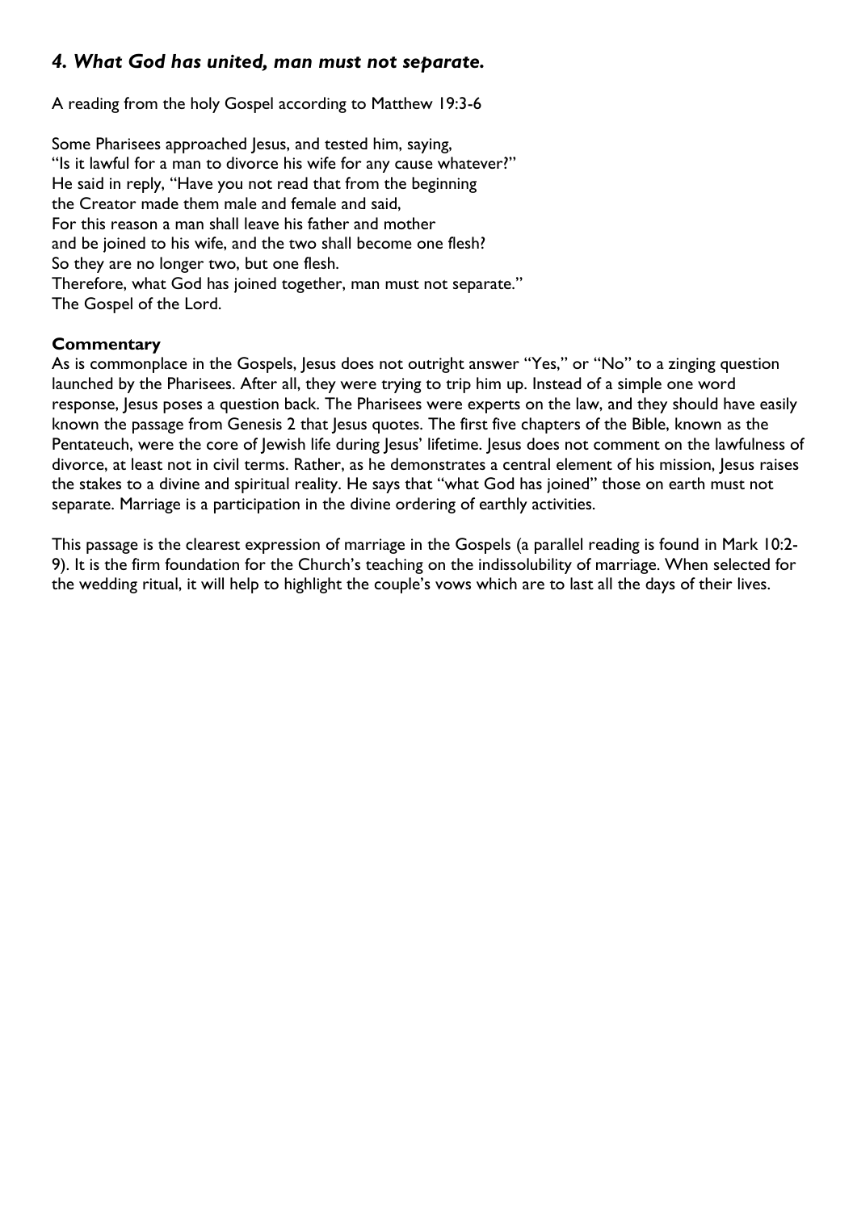## *4. What God has united, man must not separate.*

A reading from the holy Gospel according to Matthew 19:3-6

Some Pharisees approached Jesus, and tested him, saying,
"Is it lawful for a man to divorce his wife for any cause whatever?"
He said in reply, "Have you not read that from the beginning
the Creator made them male and female and said,
For this reason a man shall leave his father and mother
and be joined to his wife, and the two shall become one flesh?
So they are no longer two, but one flesh.
Therefore, what God has joined together, man must not separate."
The Gospel of the Lord.

**Commentary**

As is commonplace in the Gospels, Jesus does not outright answer "Yes," or "No" to a zinging question launched by the Pharisees. After all, they were trying to trip him up. Instead of a simple one word response, Jesus poses a question back. The Pharisees were experts on the law, and they should have easily known the passage from Genesis 2 that Jesus quotes. The first five chapters of the Bible, known as the Pentateuch, were the core of Jewish life during Jesus' lifetime. Jesus does not comment on the lawfulness of divorce, at least not in civil terms. Rather, as he demonstrates a central element of his mission, Jesus raises the stakes to a divine and spiritual reality. He says that "what God has joined" those on earth must not separate. Marriage is a participation in the divine ordering of earthly activities.

This passage is the clearest expression of marriage in the Gospels (a parallel reading is found in Mark 10:2-9). It is the firm foundation for the Church's teaching on the indissolubility of marriage. When selected for the wedding ritual, it will help to highlight the couple's vows which are to last all the days of their lives.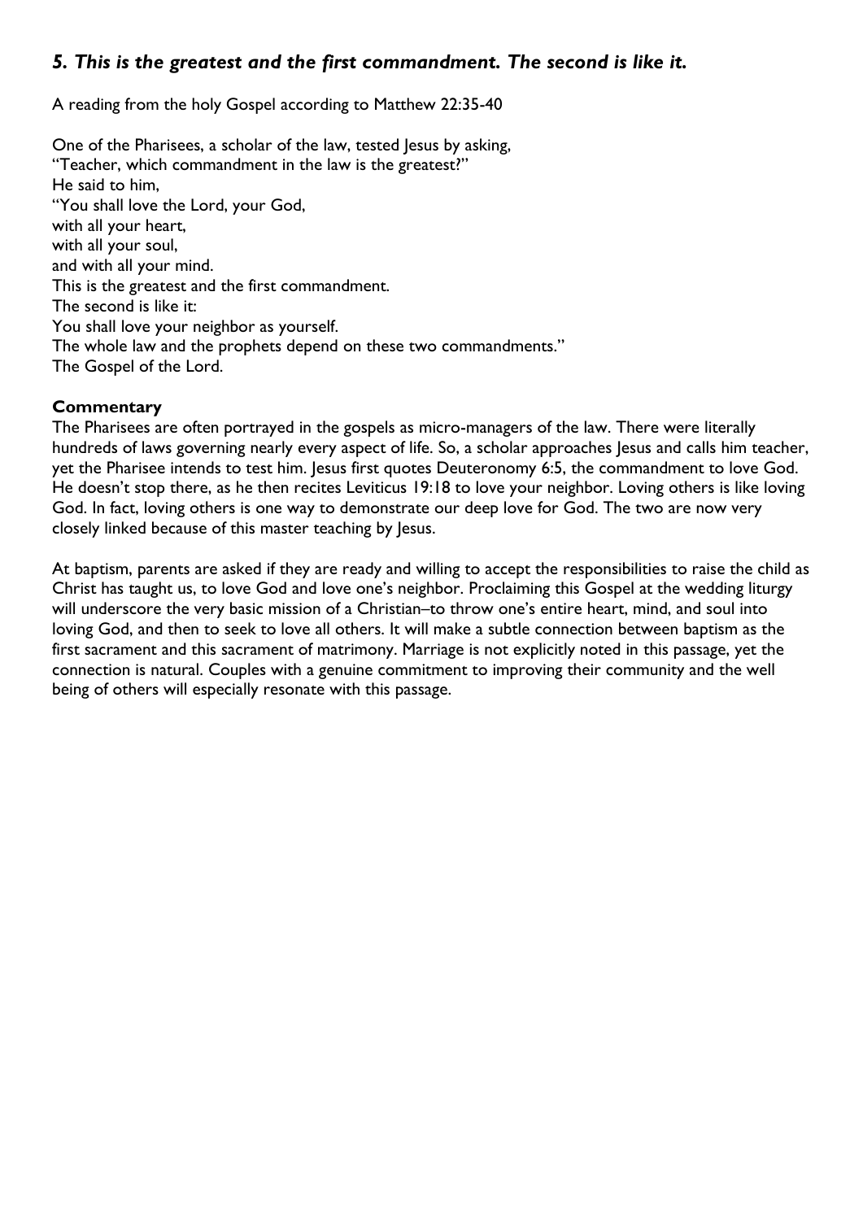## *5. This is the greatest and the first commandment. The second is like it.*

A reading from the holy Gospel according to Matthew 22:35-40

One of the Pharisees, a scholar of the law, tested Jesus by asking,
"Teacher, which commandment in the law is the greatest?"
He said to him,
"You shall love the Lord, your God,
with all your heart,
with all your soul,
and with all your mind.
This is the greatest and the first commandment.
The second is like it:
You shall love your neighbor as yourself.
The whole law and the prophets depend on these two commandments."
The Gospel of the Lord.

**Commentary**

The Pharisees are often portrayed in the gospels as micro-managers of the law. There were literally hundreds of laws governing nearly every aspect of life. So, a scholar approaches Jesus and calls him teacher, yet the Pharisee intends to test him. Jesus first quotes Deuteronomy 6:5, the commandment to love God. He doesn't stop there, as he then recites Leviticus 19:18 to love your neighbor. Loving others is like loving God. In fact, loving others is one way to demonstrate our deep love for God. The two are now very closely linked because of this master teaching by Jesus.

At baptism, parents are asked if they are ready and willing to accept the responsibilities to raise the child as Christ has taught us, to love God and love one's neighbor. Proclaiming this Gospel at the wedding liturgy will underscore the very basic mission of a Christian–to throw one's entire heart, mind, and soul into loving God, and then to seek to love all others. It will make a subtle connection between baptism as the first sacrament and this sacrament of matrimony. Marriage is not explicitly noted in this passage, yet the connection is natural. Couples with a genuine commitment to improving their community and the well being of others will especially resonate with this passage.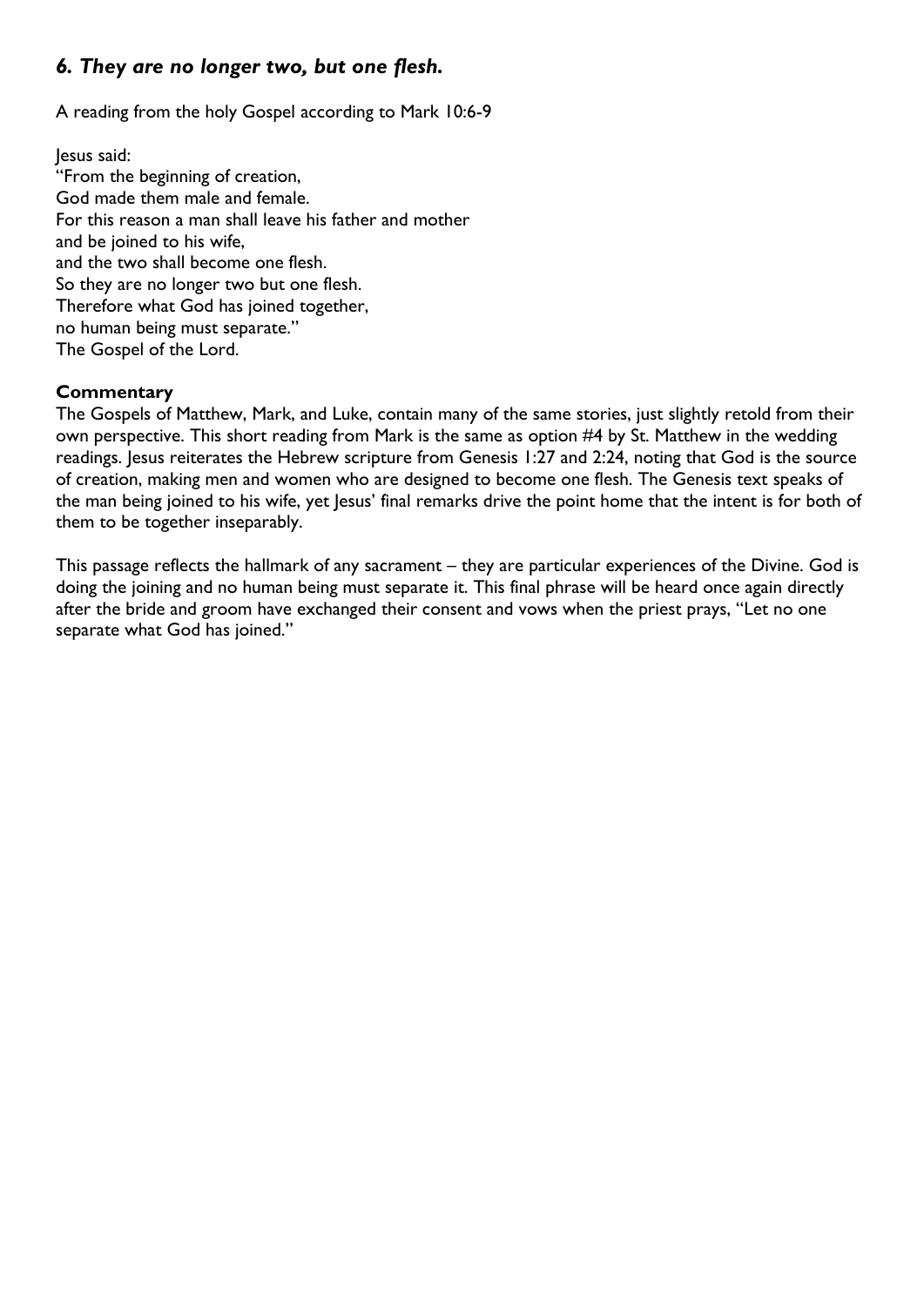## *6. They are no longer two, but one flesh.*

A reading from the holy Gospel according to Mark 10:6-9

Jesus said:
"From the beginning of creation,
God made them male and female.
For this reason a man shall leave his father and mother
and be joined to his wife,
and the two shall become one flesh.
So they are no longer two but one flesh.
Therefore what God has joined together,
no human being must separate."
The Gospel of the Lord.

**Commentary**

The Gospels of Matthew, Mark, and Luke, contain many of the same stories, just slightly retold from their own perspective. This short reading from Mark is the same as option #4 by St. Matthew in the wedding readings. Jesus reiterates the Hebrew scripture from Genesis 1:27 and 2:24, noting that God is the source of creation, making men and women who are designed to become one flesh. The Genesis text speaks of the man being joined to his wife, yet Jesus' final remarks drive the point home that the intent is for both of them to be together inseparably.

This passage reflects the hallmark of any sacrament – they are particular experiences of the Divine. God is doing the joining and no human being must separate it. This final phrase will be heard once again directly after the bride and groom have exchanged their consent and vows when the priest prays, "Let no one separate what God has joined."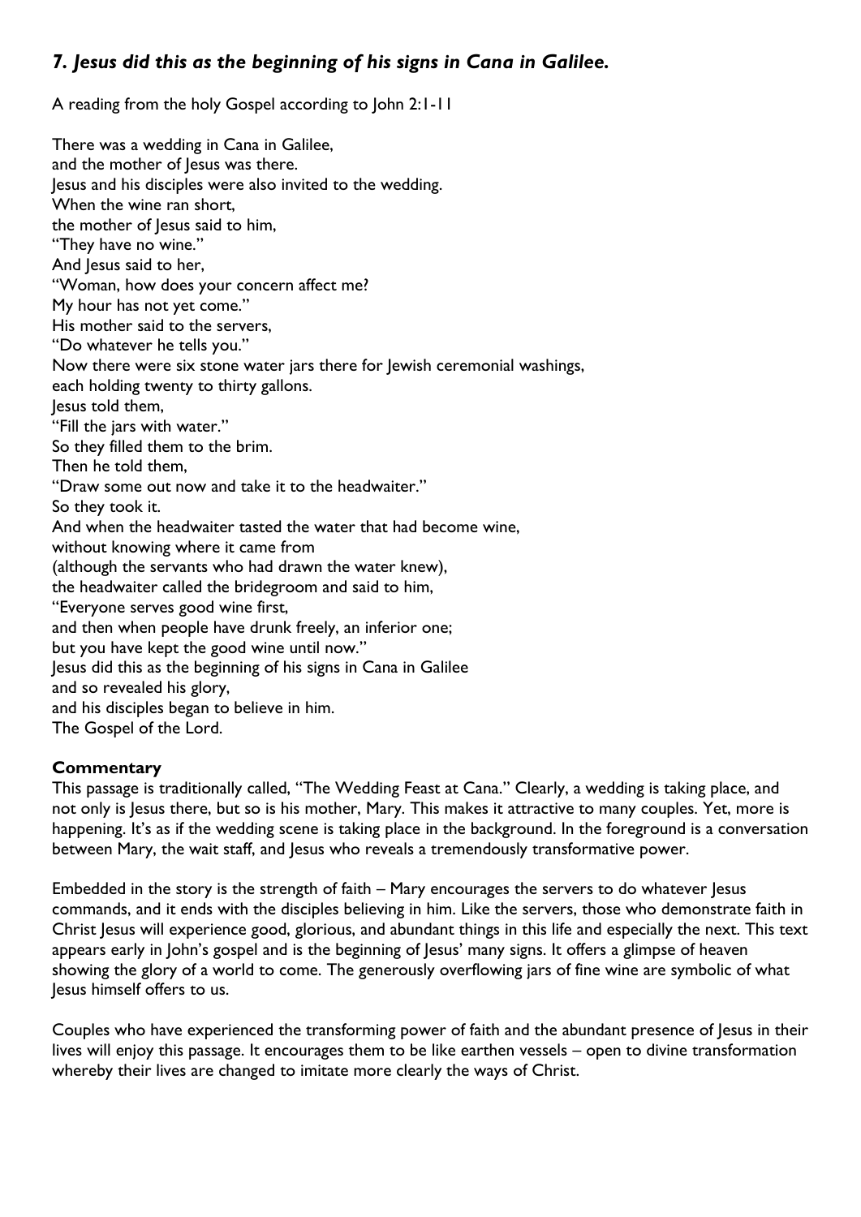## *7. Jesus did this as the beginning of his signs in Cana in Galilee.*

A reading from the holy Gospel according to John 2:1-11

There was a wedding in Cana in Galilee,
and the mother of Jesus was there.
Jesus and his disciples were also invited to the wedding.
When the wine ran short,
the mother of Jesus said to him,
"They have no wine."
And Jesus said to her,
"Woman, how does your concern affect me?
My hour has not yet come."
His mother said to the servers,
"Do whatever he tells you."
Now there were six stone water jars there for Jewish ceremonial washings,
each holding twenty to thirty gallons.
Jesus told them,
"Fill the jars with water."
So they filled them to the brim.
Then he told them,
"Draw some out now and take it to the headwaiter."
So they took it.
And when the headwaiter tasted the water that had become wine,
without knowing where it came from
(although the servants who had drawn the water knew),
the headwaiter called the bridegroom and said to him,
"Everyone serves good wine first,
and then when people have drunk freely, an inferior one;
but you have kept the good wine until now."
Jesus did this as the beginning of his signs in Cana in Galilee
and so revealed his glory,
and his disciples began to believe in him.
The Gospel of the Lord.

**Commentary**

This passage is traditionally called, "The Wedding Feast at Cana." Clearly, a wedding is taking place, and not only is Jesus there, but so is his mother, Mary. This makes it attractive to many couples. Yet, more is happening. It's as if the wedding scene is taking place in the background. In the foreground is a conversation between Mary, the wait staff, and Jesus who reveals a tremendously transformative power.

Embedded in the story is the strength of faith – Mary encourages the servers to do whatever Jesus commands, and it ends with the disciples believing in him. Like the servers, those who demonstrate faith in Christ Jesus will experience good, glorious, and abundant things in this life and especially the next. This text appears early in John's gospel and is the beginning of Jesus' many signs. It offers a glimpse of heaven showing the glory of a world to come. The generously overflowing jars of fine wine are symbolic of what Jesus himself offers to us.

Couples who have experienced the transforming power of faith and the abundant presence of Jesus in their lives will enjoy this passage. It encourages them to be like earthen vessels – open to divine transformation whereby their lives are changed to imitate more clearly the ways of Christ.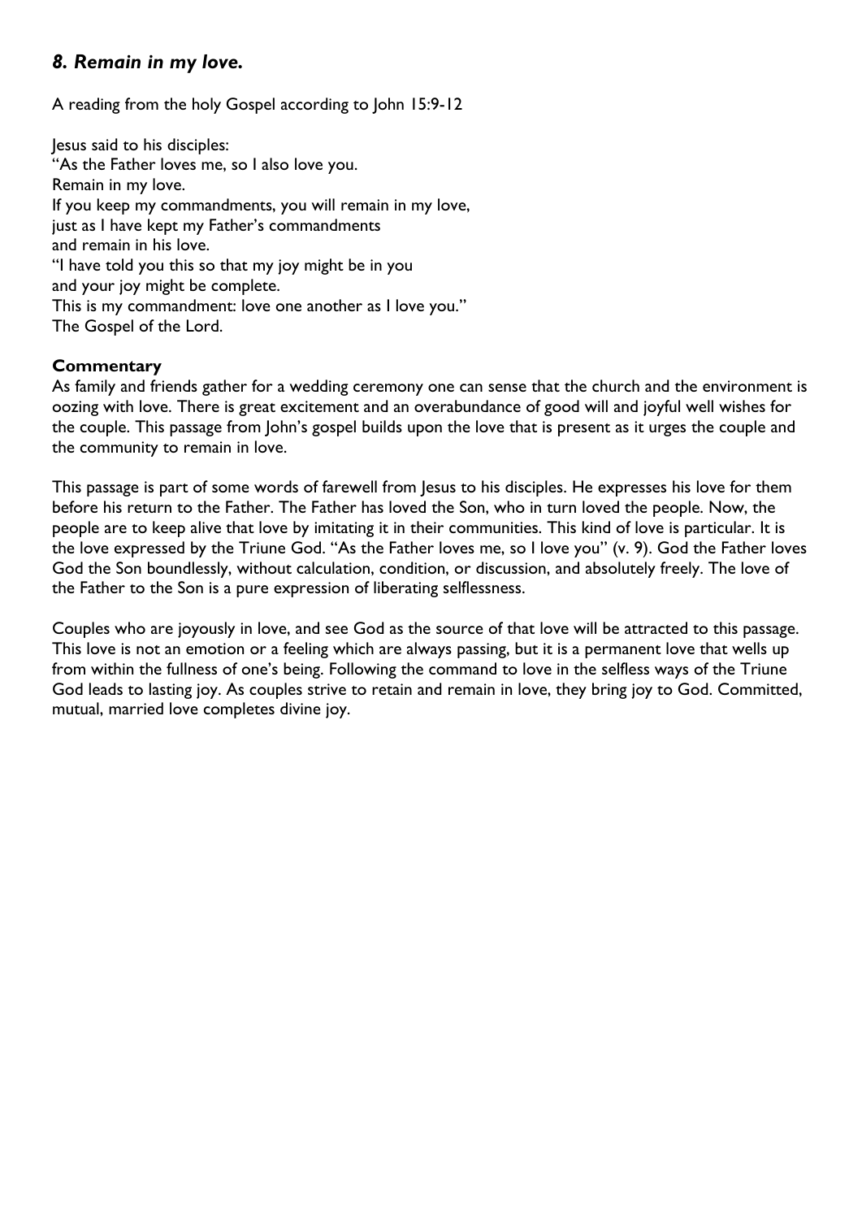## *8. Remain in my love.*

A reading from the holy Gospel according to John 15:9-12

Jesus said to his disciples:
"As the Father loves me, so I also love you.
Remain in my love.
If you keep my commandments, you will remain in my love,
just as I have kept my Father's commandments
and remain in his love.
"I have told you this so that my joy might be in you
and your joy might be complete.
This is my commandment: love one another as I love you."
The Gospel of the Lord.

**Commentary**

As family and friends gather for a wedding ceremony one can sense that the church and the environment is oozing with love. There is great excitement and an overabundance of good will and joyful well wishes for the couple. This passage from John's gospel builds upon the love that is present as it urges the couple and the community to remain in love.

This passage is part of some words of farewell from Jesus to his disciples. He expresses his love for them before his return to the Father. The Father has loved the Son, who in turn loved the people. Now, the people are to keep alive that love by imitating it in their communities. This kind of love is particular. It is the love expressed by the Triune God. "As the Father loves me, so I love you" (v. 9). God the Father loves God the Son boundlessly, without calculation, condition, or discussion, and absolutely freely. The love of the Father to the Son is a pure expression of liberating selflessness.

Couples who are joyously in love, and see God as the source of that love will be attracted to this passage. This love is not an emotion or a feeling which are always passing, but it is a permanent love that wells up from within the fullness of one's being. Following the command to love in the selfless ways of the Triune God leads to lasting joy. As couples strive to retain and remain in love, they bring joy to God. Committed, mutual, married love completes divine joy.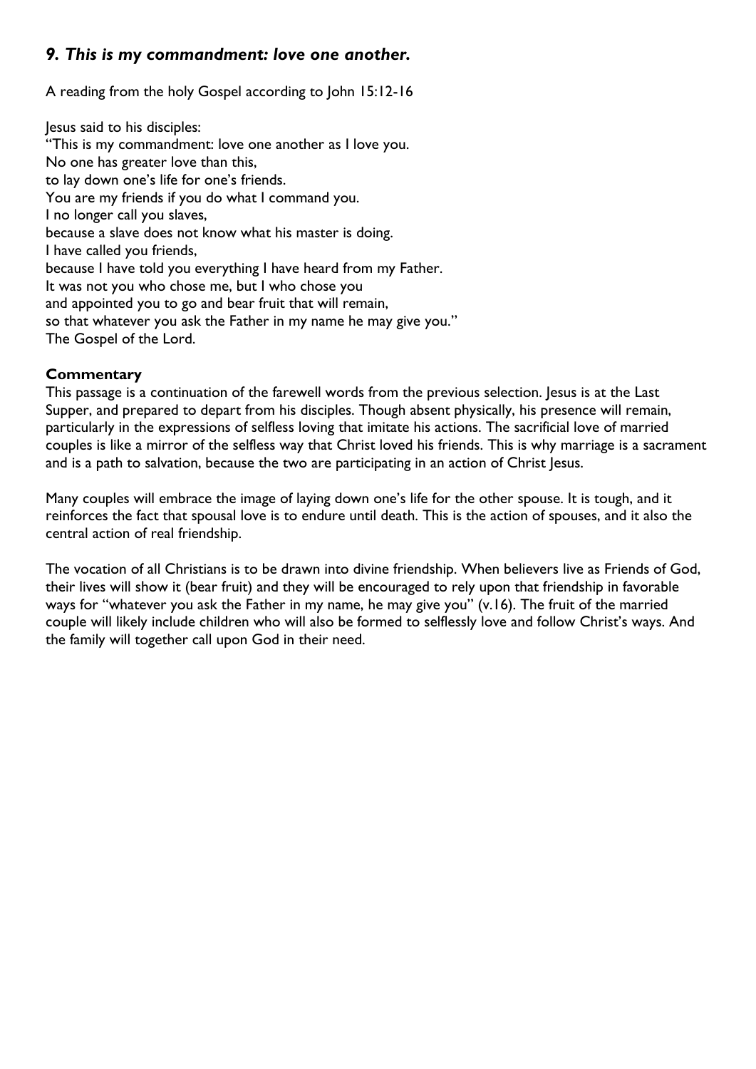## *9. This is my commandment: love one another.*

A reading from the holy Gospel according to John 15:12-16

Jesus said to his disciples:
"This is my commandment: love one another as I love you.
No one has greater love than this,
to lay down one's life for one's friends.
You are my friends if you do what I command you.
I no longer call you slaves,
because a slave does not know what his master is doing.
I have called you friends,
because I have told you everything I have heard from my Father.
It was not you who chose me, but I who chose you
and appointed you to go and bear fruit that will remain,
so that whatever you ask the Father in my name he may give you."
The Gospel of the Lord.

**Commentary**

This passage is a continuation of the farewell words from the previous selection. Jesus is at the Last Supper, and prepared to depart from his disciples. Though absent physically, his presence will remain, particularly in the expressions of selfless loving that imitate his actions. The sacrificial love of married couples is like a mirror of the selfless way that Christ loved his friends. This is why marriage is a sacrament and is a path to salvation, because the two are participating in an action of Christ Jesus.

Many couples will embrace the image of laying down one's life for the other spouse. It is tough, and it reinforces the fact that spousal love is to endure until death. This is the action of spouses, and it also the central action of real friendship.

The vocation of all Christians is to be drawn into divine friendship. When believers live as Friends of God, their lives will show it (bear fruit) and they will be encouraged to rely upon that friendship in favorable ways for "whatever you ask the Father in my name, he may give you" (v.16). The fruit of the married couple will likely include children who will also be formed to selflessly love and follow Christ's ways. And the family will together call upon God in their need.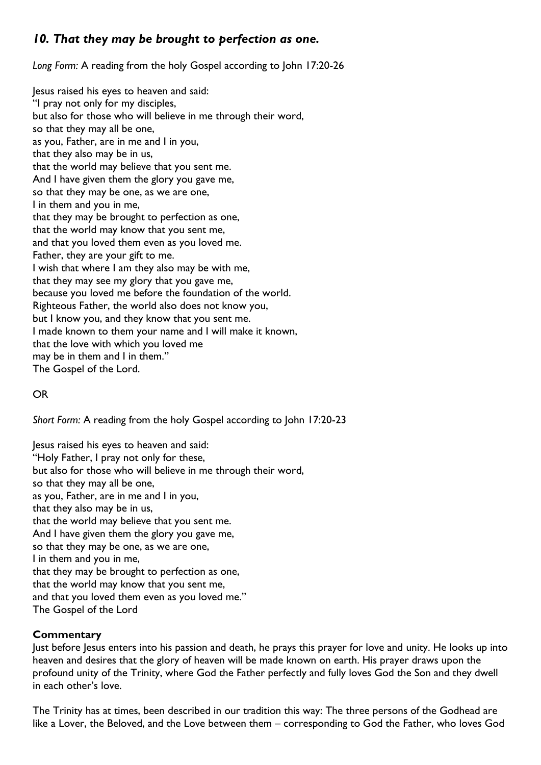## *10. That they may be brought to perfection as one.*

*Long Form:* A reading from the holy Gospel according to John 17:20-26

Jesus raised his eyes to heaven and said:
"I pray not only for my disciples,
but also for those who will believe in me through their word,
so that they may all be one,
as you, Father, are in me and I in you,
that they also may be in us,
that the world may believe that you sent me.
And I have given them the glory you gave me,
so that they may be one, as we are one,
I in them and you in me,
that they may be brought to perfection as one,
that the world may know that you sent me,
and that you loved them even as you loved me.
Father, they are your gift to me.
I wish that where I am they also may be with me,
that they may see my glory that you gave me,
because you loved me before the foundation of the world.
Righteous Father, the world also does not know you,
but I know you, and they know that you sent me.
I made known to them your name and I will make it known,
that the love with which you loved me
may be in them and I in them."
The Gospel of the Lord.

OR

*Short Form:* A reading from the holy Gospel according to John 17:20-23

Jesus raised his eyes to heaven and said:
"Holy Father, I pray not only for these,
but also for those who will believe in me through their word,
so that they may all be one,
as you, Father, are in me and I in you,
that they also may be in us,
that the world may believe that you sent me.
And I have given them the glory you gave me,
so that they may be one, as we are one,
I in them and you in me,
that they may be brought to perfection as one,
that the world may know that you sent me,
and that you loved them even as you loved me."
The Gospel of the Lord

**Commentary**

Just before Jesus enters into his passion and death, he prays this prayer for love and unity. He looks up into heaven and desires that the glory of heaven will be made known on earth. His prayer draws upon the profound unity of the Trinity, where God the Father perfectly and fully loves God the Son and they dwell in each other's love.

The Trinity has at times, been described in our tradition this way: The three persons of the Godhead are like a Lover, the Beloved, and the Love between them – corresponding to God the Father, who loves God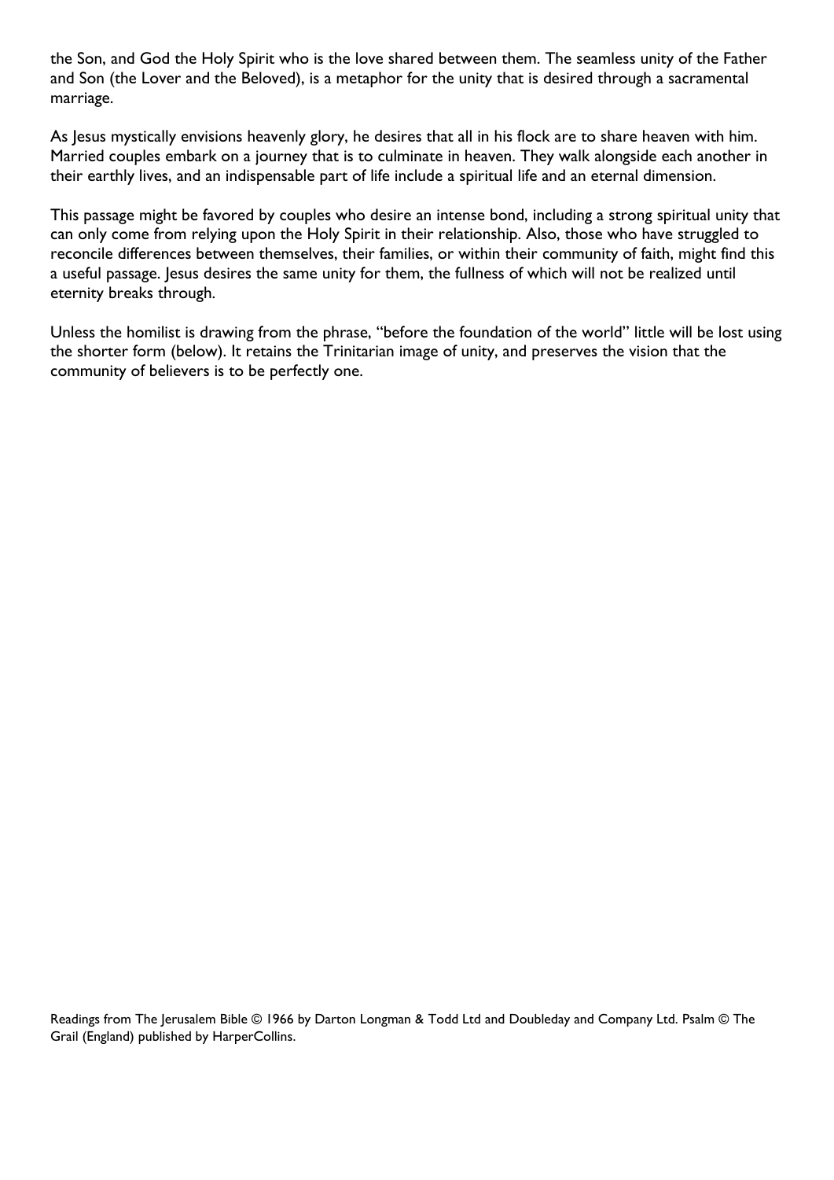the Son, and God the Holy Spirit who is the love shared between them. The seamless unity of the Father and Son (the Lover and the Beloved), is a metaphor for the unity that is desired through a sacramental marriage.

As Jesus mystically envisions heavenly glory, he desires that all in his flock are to share heaven with him. Married couples embark on a journey that is to culminate in heaven. They walk alongside each another in their earthly lives, and an indispensable part of life include a spiritual life and an eternal dimension.

This passage might be favored by couples who desire an intense bond, including a strong spiritual unity that can only come from relying upon the Holy Spirit in their relationship. Also, those who have struggled to reconcile differences between themselves, their families, or within their community of faith, might find this a useful passage. Jesus desires the same unity for them, the fullness of which will not be realized until eternity breaks through.

Unless the homilist is drawing from the phrase, "before the foundation of the world" little will be lost using the shorter form (below). It retains the Trinitarian image of unity, and preserves the vision that the community of believers is to be perfectly one.

Readings from The Jerusalem Bible © 1966 by Darton Longman & Todd Ltd and Doubleday and Company Ltd. Psalm © The Grail (England) published by HarperCollins.